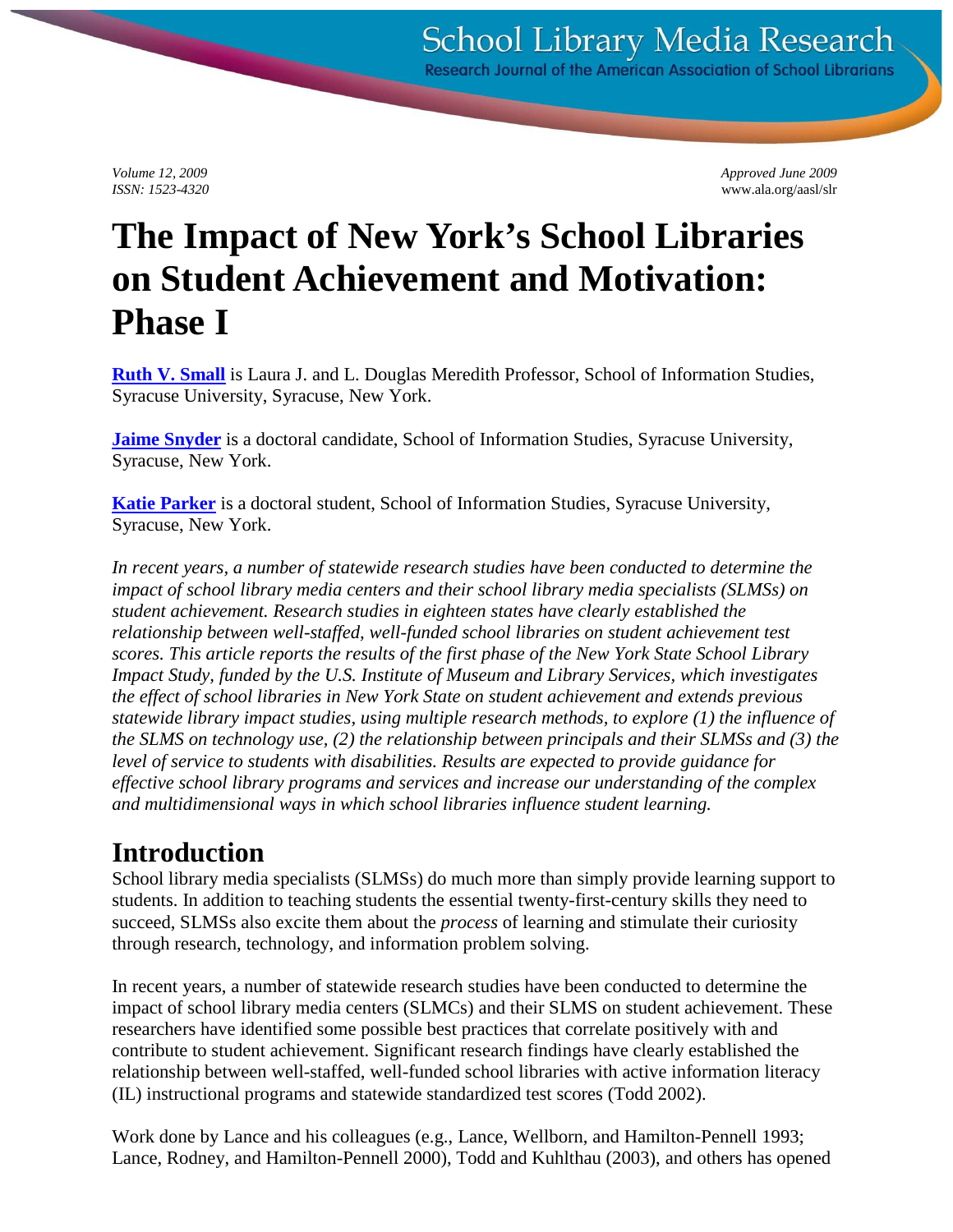Volume 12, 2009
ISSN: 1523-4320

Approved June 2009
www.ala.org/aasl/slr

# The Impact of New York's School Libraries on Student Achievement and Motivation: Phase I

**Ruth V. Small** is Laura J. and L. Douglas Meredith Professor, School of Information Studies, Syracuse University, Syracuse, New York.

**Jaime Snyder** is a doctoral candidate, School of Information Studies, Syracuse University, Syracuse, New York.

**Katie Parker** is a doctoral student, School of Information Studies, Syracuse University, Syracuse, New York.

*In recent years, a number of statewide research studies have been conducted to determine the impact of school library media centers and their school library media specialists (SLMSs) on student achievement. Research studies in eighteen states have clearly established the relationship between well-staffed, well-funded school libraries on student achievement test scores. This article reports the results of the first phase of the New York State School Library Impact Study, funded by the U.S. Institute of Museum and Library Services, which investigates the effect of school libraries in New York State on student achievement and extends previous statewide library impact studies, using multiple research methods, to explore (1) the influence of the SLMS on technology use, (2) the relationship between principals and their SLMSs and (3) the level of service to students with disabilities. Results are expected to provide guidance for effective school library programs and services and increase our understanding of the complex and multidimensional ways in which school libraries influence student learning.*

## Introduction

School library media specialists (SLMSs) do much more than simply provide learning support to students. In addition to teaching students the essential twenty-first-century skills they need to succeed, SLMSs also excite them about the *process* of learning and stimulate their curiosity through research, technology, and information problem solving.

In recent years, a number of statewide research studies have been conducted to determine the impact of school library media centers (SLMCs) and their SLMS on student achievement. These researchers have identified some possible best practices that correlate positively with and contribute to student achievement. Significant research findings have clearly established the relationship between well-staffed, well-funded school libraries with active information literacy (IL) instructional programs and statewide standardized test scores (Todd 2002).

Work done by Lance and his colleagues (e.g., Lance, Wellborn, and Hamilton-Pennell 1993; Lance, Rodney, and Hamilton-Pennell 2000), Todd and Kuhlthau (2003), and others has opened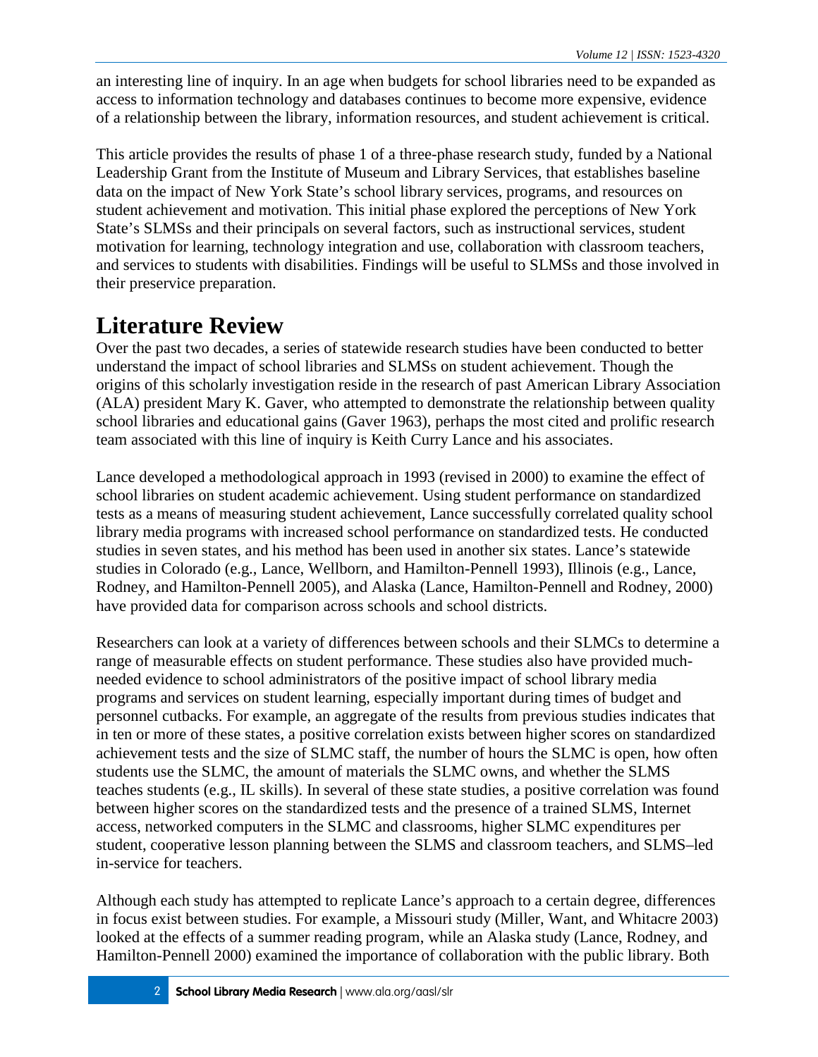an interesting line of inquiry. In an age when budgets for school libraries need to be expanded as access to information technology and databases continues to become more expensive, evidence of a relationship between the library, information resources, and student achievement is critical.

This article provides the results of phase 1 of a three-phase research study, funded by a National Leadership Grant from the Institute of Museum and Library Services, that establishes baseline data on the impact of New York State's school library services, programs, and resources on student achievement and motivation. This initial phase explored the perceptions of New York State's SLMSs and their principals on several factors, such as instructional services, student motivation for learning, technology integration and use, collaboration with classroom teachers, and services to students with disabilities. Findings will be useful to SLMSs and those involved in their preservice preparation.

# Literature Review

Over the past two decades, a series of statewide research studies have been conducted to better understand the impact of school libraries and SLMSs on student achievement. Though the origins of this scholarly investigation reside in the research of past American Library Association (ALA) president Mary K. Gaver, who attempted to demonstrate the relationship between quality school libraries and educational gains (Gaver 1963), perhaps the most cited and prolific research team associated with this line of inquiry is Keith Curry Lance and his associates.

Lance developed a methodological approach in 1993 (revised in 2000) to examine the effect of school libraries on student academic achievement. Using student performance on standardized tests as a means of measuring student achievement, Lance successfully correlated quality school library media programs with increased school performance on standardized tests. He conducted studies in seven states, and his method has been used in another six states. Lance's statewide studies in Colorado (e.g., Lance, Wellborn, and Hamilton-Pennell 1993), Illinois (e.g., Lance, Rodney, and Hamilton-Pennell 2005), and Alaska (Lance, Hamilton-Pennell and Rodney, 2000) have provided data for comparison across schools and school districts.

Researchers can look at a variety of differences between schools and their SLMCs to determine a range of measurable effects on student performance. These studies also have provided much-needed evidence to school administrators of the positive impact of school library media programs and services on student learning, especially important during times of budget and personnel cutbacks. For example, an aggregate of the results from previous studies indicates that in ten or more of these states, a positive correlation exists between higher scores on standardized achievement tests and the size of SLMC staff, the number of hours the SLMC is open, how often students use the SLMC, the amount of materials the SLMC owns, and whether the SLMS teaches students (e.g., IL skills). In several of these state studies, a positive correlation was found between higher scores on the standardized tests and the presence of a trained SLMS, Internet access, networked computers in the SLMC and classrooms, higher SLMC expenditures per student, cooperative lesson planning between the SLMS and classroom teachers, and SLMS–led in-service for teachers.

Although each study has attempted to replicate Lance's approach to a certain degree, differences in focus exist between studies. For example, a Missouri study (Miller, Want, and Whitacre 2003) looked at the effects of a summer reading program, while an Alaska study (Lance, Rodney, and Hamilton-Pennell 2000) examined the importance of collaboration with the public library. Both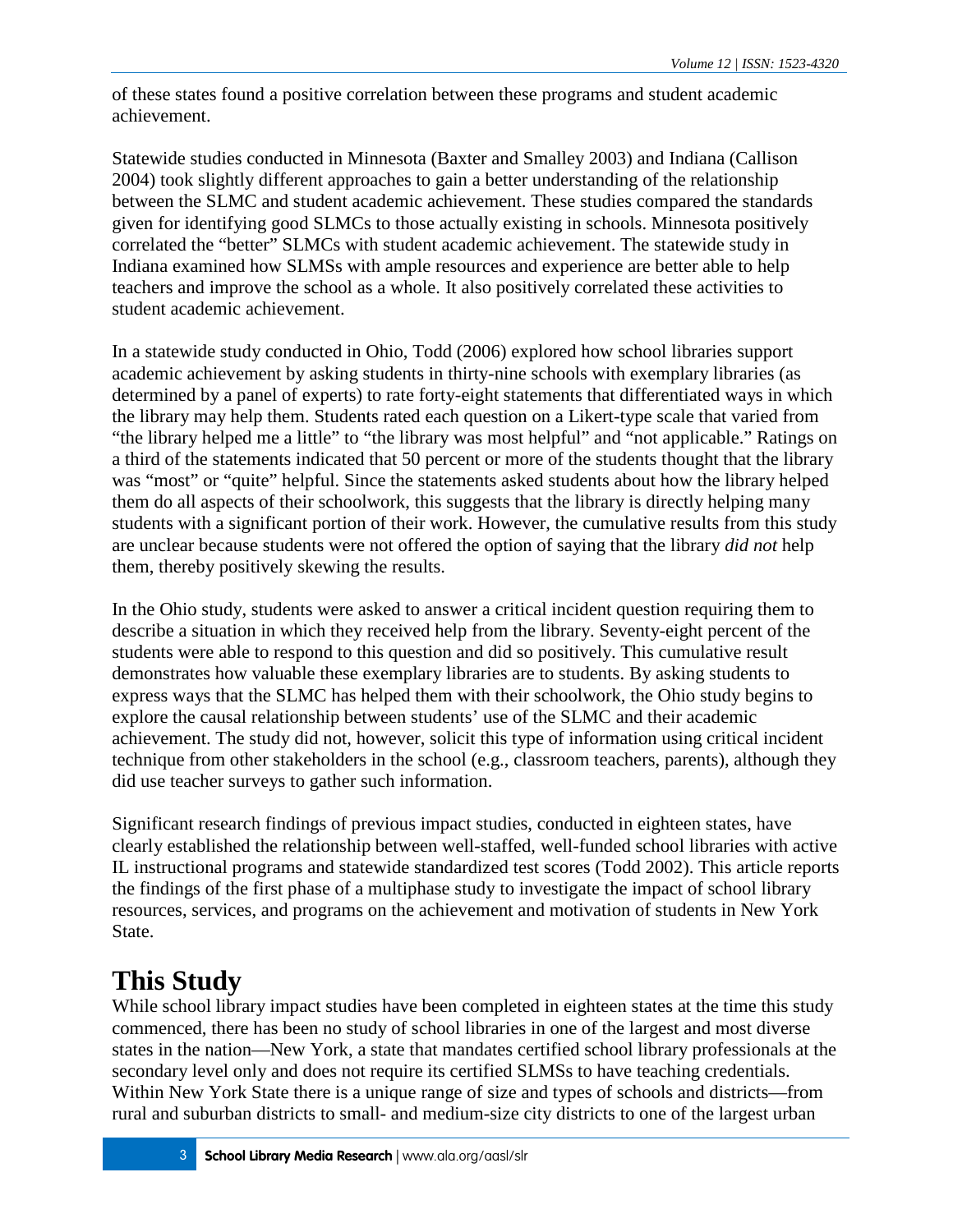of these states found a positive correlation between these programs and student academic achievement.

Statewide studies conducted in Minnesota (Baxter and Smalley 2003) and Indiana (Callison 2004) took slightly different approaches to gain a better understanding of the relationship between the SLMC and student academic achievement. These studies compared the standards given for identifying good SLMCs to those actually existing in schools. Minnesota positively correlated the "better" SLMCs with student academic achievement. The statewide study in Indiana examined how SLMSs with ample resources and experience are better able to help teachers and improve the school as a whole. It also positively correlated these activities to student academic achievement.

In a statewide study conducted in Ohio, Todd (2006) explored how school libraries support academic achievement by asking students in thirty-nine schools with exemplary libraries (as determined by a panel of experts) to rate forty-eight statements that differentiated ways in which the library may help them. Students rated each question on a Likert-type scale that varied from "the library helped me a little" to "the library was most helpful" and "not applicable." Ratings on a third of the statements indicated that 50 percent or more of the students thought that the library was "most" or "quite" helpful. Since the statements asked students about how the library helped them do all aspects of their schoolwork, this suggests that the library is directly helping many students with a significant portion of their work. However, the cumulative results from this study are unclear because students were not offered the option of saying that the library *did not* help them, thereby positively skewing the results.

In the Ohio study, students were asked to answer a critical incident question requiring them to describe a situation in which they received help from the library. Seventy-eight percent of the students were able to respond to this question and did so positively. This cumulative result demonstrates how valuable these exemplary libraries are to students. By asking students to express ways that the SLMC has helped them with their schoolwork, the Ohio study begins to explore the causal relationship between students' use of the SLMC and their academic achievement. The study did not, however, solicit this type of information using critical incident technique from other stakeholders in the school (e.g., classroom teachers, parents), although they did use teacher surveys to gather such information.

Significant research findings of previous impact studies, conducted in eighteen states, have clearly established the relationship between well-staffed, well-funded school libraries with active IL instructional programs and statewide standardized test scores (Todd 2002). This article reports the findings of the first phase of a multiphase study to investigate the impact of school library resources, services, and programs on the achievement and motivation of students in New York State.

# This Study

While school library impact studies have been completed in eighteen states at the time this study commenced, there has been no study of school libraries in one of the largest and most diverse states in the nation—New York, a state that mandates certified school library professionals at the secondary level only and does not require its certified SLMSs to have teaching credentials. Within New York State there is a unique range of size and types of schools and districts—from rural and suburban districts to small- and medium-size city districts to one of the largest urban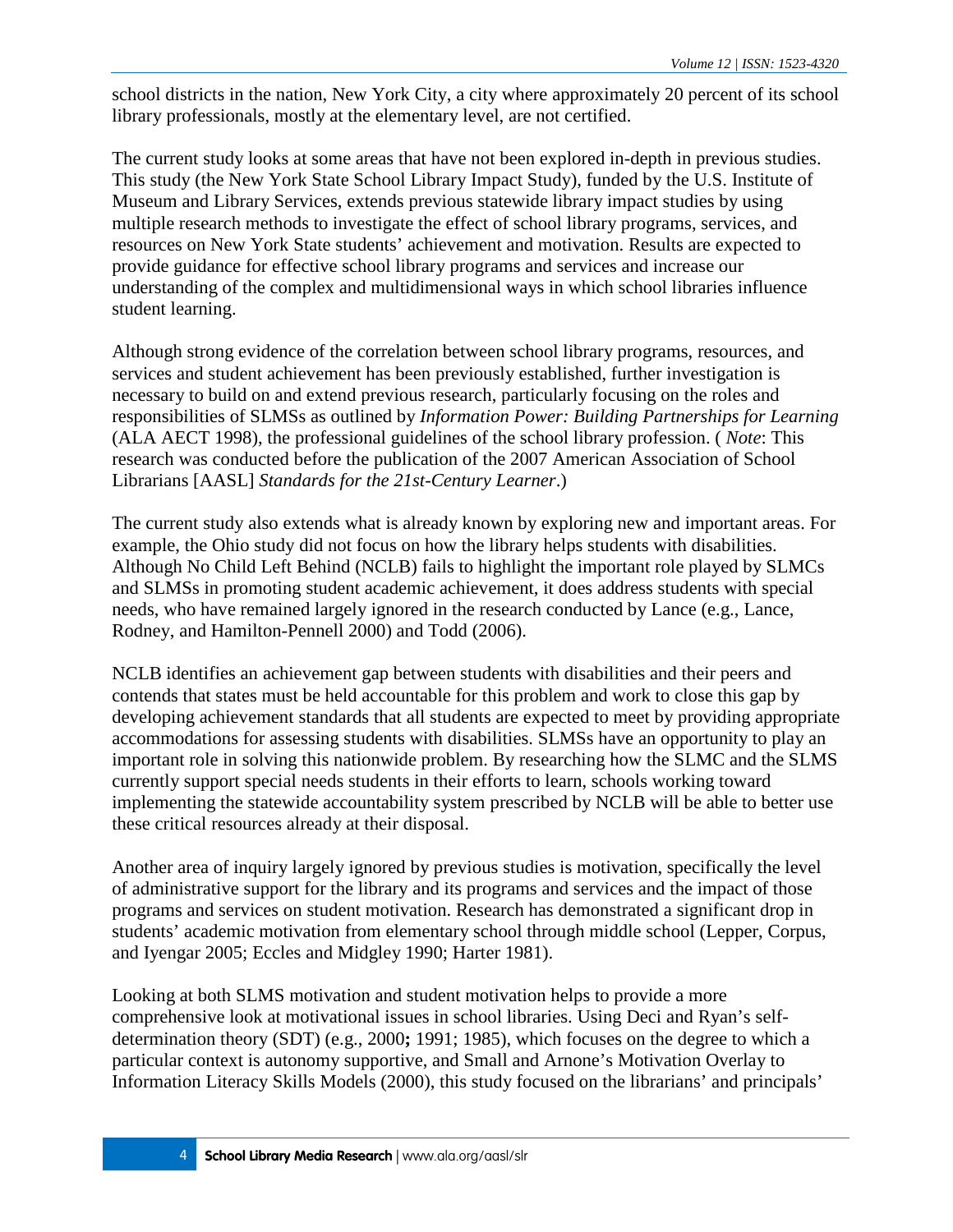school districts in the nation, New York City, a city where approximately 20 percent of its school library professionals, mostly at the elementary level, are not certified.

The current study looks at some areas that have not been explored in-depth in previous studies. This study (the New York State School Library Impact Study), funded by the U.S. Institute of Museum and Library Services, extends previous statewide library impact studies by using multiple research methods to investigate the effect of school library programs, services, and resources on New York State students' achievement and motivation. Results are expected to provide guidance for effective school library programs and services and increase our understanding of the complex and multidimensional ways in which school libraries influence student learning.

Although strong evidence of the correlation between school library programs, resources, and services and student achievement has been previously established, further investigation is necessary to build on and extend previous research, particularly focusing on the roles and responsibilities of SLMSs as outlined by *Information Power: Building Partnerships for Learning* (ALA AECT 1998), the professional guidelines of the school library profession. ( *Note*: This research was conducted before the publication of the 2007 American Association of School Librarians [AASL] *Standards for the 21st-Century Learner*.)

The current study also extends what is already known by exploring new and important areas. For example, the Ohio study did not focus on how the library helps students with disabilities. Although No Child Left Behind (NCLB) fails to highlight the important role played by SLMCs and SLMSs in promoting student academic achievement, it does address students with special needs, who have remained largely ignored in the research conducted by Lance (e.g., Lance, Rodney, and Hamilton-Pennell 2000) and Todd (2006).

NCLB identifies an achievement gap between students with disabilities and their peers and contends that states must be held accountable for this problem and work to close this gap by developing achievement standards that all students are expected to meet by providing appropriate accommodations for assessing students with disabilities. SLMSs have an opportunity to play an important role in solving this nationwide problem. By researching how the SLMC and the SLMS currently support special needs students in their efforts to learn, schools working toward implementing the statewide accountability system prescribed by NCLB will be able to better use these critical resources already at their disposal.

Another area of inquiry largely ignored by previous studies is motivation, specifically the level of administrative support for the library and its programs and services and the impact of those programs and services on student motivation. Research has demonstrated a significant drop in students' academic motivation from elementary school through middle school (Lepper, Corpus, and Iyengar 2005; Eccles and Midgley 1990; Harter 1981).

Looking at both SLMS motivation and student motivation helps to provide a more comprehensive look at motivational issues in school libraries. Using Deci and Ryan's self-determination theory (SDT) (e.g., 2000**;** 1991; 1985), which focuses on the degree to which a particular context is autonomy supportive, and Small and Arnone's Motivation Overlay to Information Literacy Skills Models (2000), this study focused on the librarians' and principals'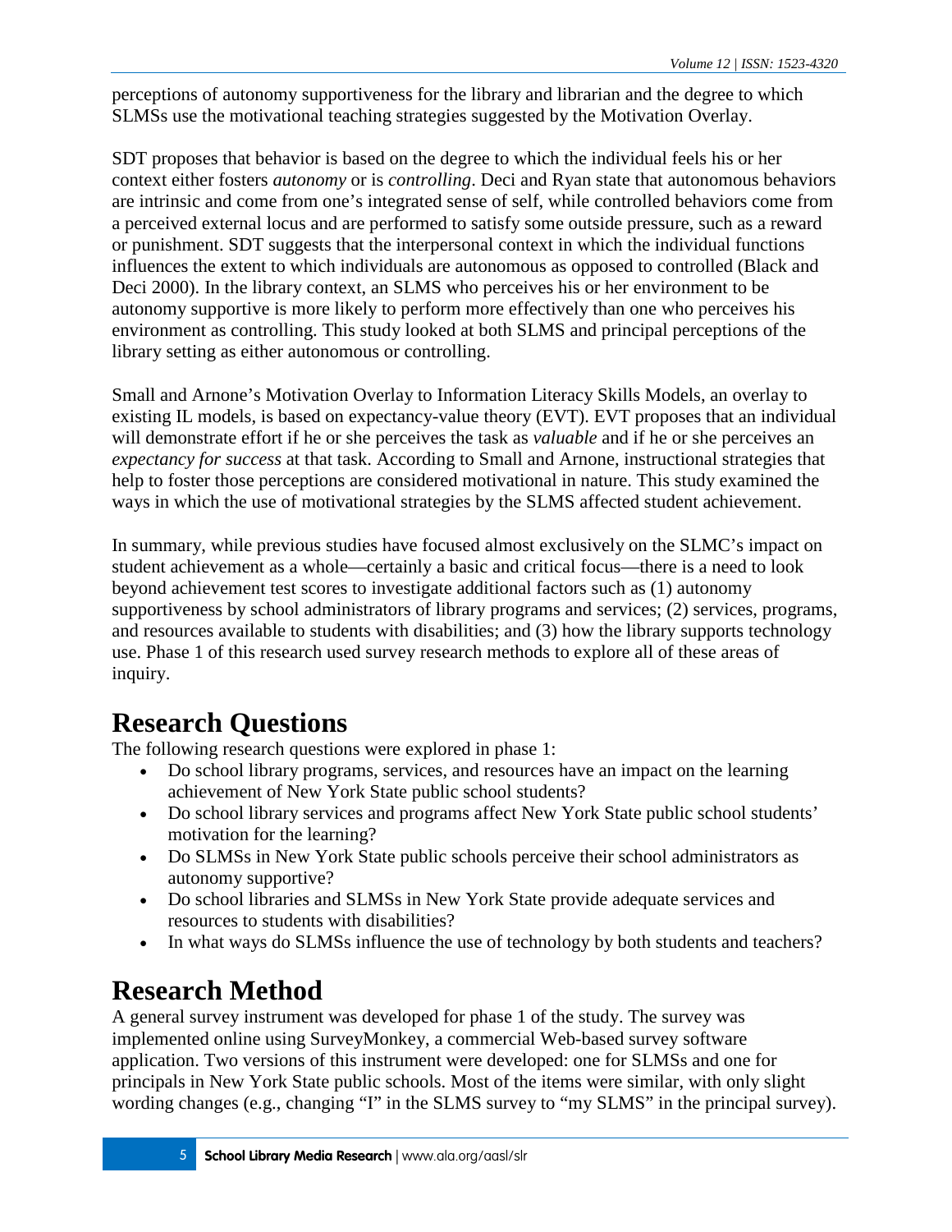perceptions of autonomy supportiveness for the library and librarian and the degree to which SLMSs use the motivational teaching strategies suggested by the Motivation Overlay.

SDT proposes that behavior is based on the degree to which the individual feels his or her context either fosters *autonomy* or is *controlling*. Deci and Ryan state that autonomous behaviors are intrinsic and come from one's integrated sense of self, while controlled behaviors come from a perceived external locus and are performed to satisfy some outside pressure, such as a reward or punishment. SDT suggests that the interpersonal context in which the individual functions influences the extent to which individuals are autonomous as opposed to controlled (Black and Deci 2000). In the library context, an SLMS who perceives his or her environment to be autonomy supportive is more likely to perform more effectively than one who perceives his environment as controlling. This study looked at both SLMS and principal perceptions of the library setting as either autonomous or controlling.

Small and Arnone's Motivation Overlay to Information Literacy Skills Models, an overlay to existing IL models, is based on expectancy-value theory (EVT). EVT proposes that an individual will demonstrate effort if he or she perceives the task as *valuable* and if he or she perceives an *expectancy for success* at that task. According to Small and Arnone, instructional strategies that help to foster those perceptions are considered motivational in nature. This study examined the ways in which the use of motivational strategies by the SLMS affected student achievement.

In summary, while previous studies have focused almost exclusively on the SLMC's impact on student achievement as a whole—certainly a basic and critical focus—there is a need to look beyond achievement test scores to investigate additional factors such as (1) autonomy supportiveness by school administrators of library programs and services; (2) services, programs, and resources available to students with disabilities; and (3) how the library supports technology use. Phase 1 of this research used survey research methods to explore all of these areas of inquiry.

# Research Questions

The following research questions were explored in phase 1:

- Do school library programs, services, and resources have an impact on the learning achievement of New York State public school students?
- Do school library services and programs affect New York State public school students' motivation for the learning?
- Do SLMSs in New York State public schools perceive their school administrators as autonomy supportive?
- Do school libraries and SLMSs in New York State provide adequate services and resources to students with disabilities?
- In what ways do SLMSs influence the use of technology by both students and teachers?

# Research Method

A general survey instrument was developed for phase 1 of the study. The survey was implemented online using SurveyMonkey, a commercial Web-based survey software application. Two versions of this instrument were developed: one for SLMSs and one for principals in New York State public schools. Most of the items were similar, with only slight wording changes (e.g., changing "I" in the SLMS survey to "my SLMS" in the principal survey).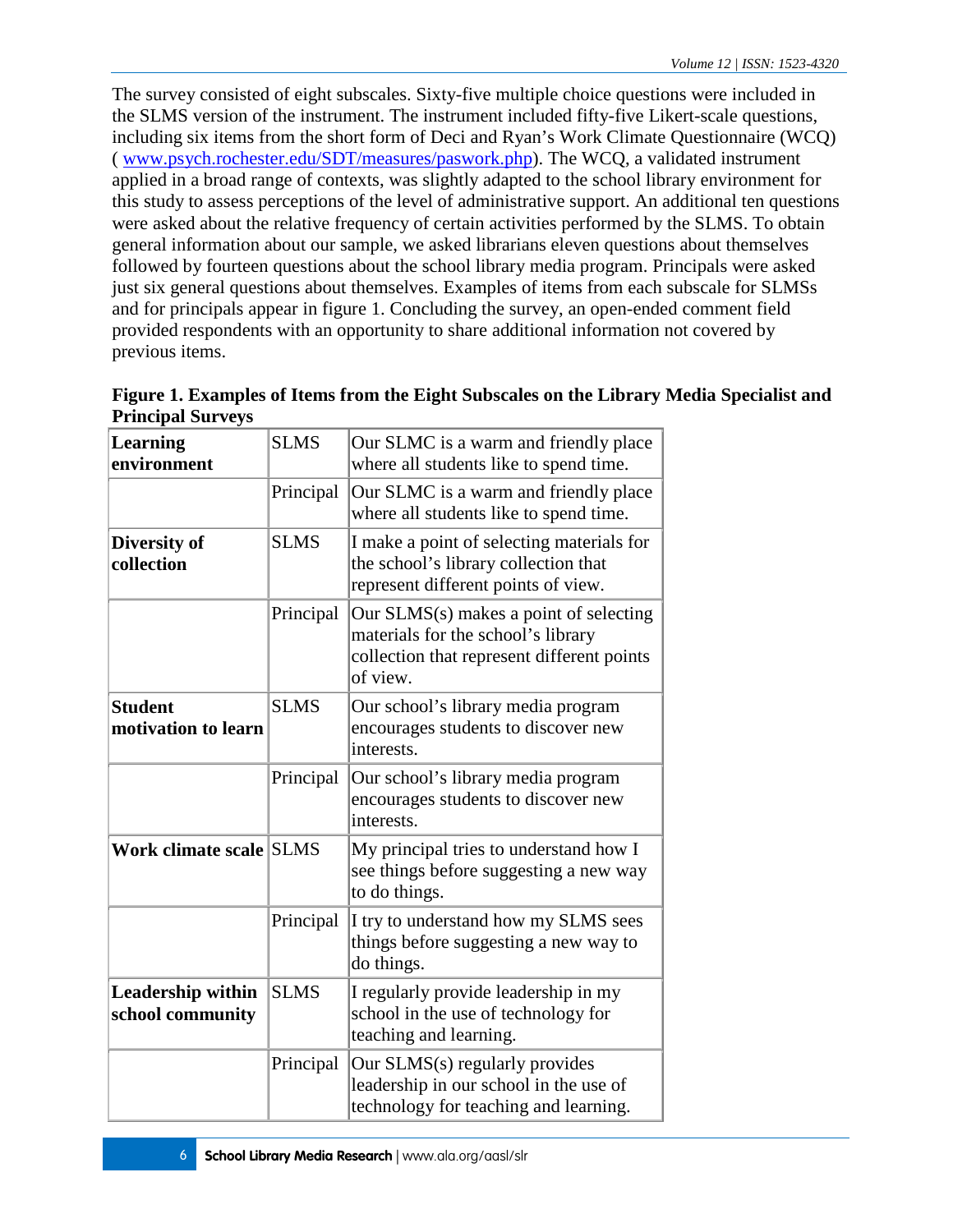The survey consisted of eight subscales. Sixty-five multiple choice questions were included in the SLMS version of the instrument. The instrument included fifty-five Likert-scale questions, including six items from the short form of Deci and Ryan's Work Climate Questionnaire (WCQ) ( www.psych.rochester.edu/SDT/measures/paswork.php). The WCQ, a validated instrument applied in a broad range of contexts, was slightly adapted to the school library environment for this study to assess perceptions of the level of administrative support. An additional ten questions were asked about the relative frequency of certain activities performed by the SLMS. To obtain general information about our sample, we asked librarians eleven questions about themselves followed by fourteen questions about the school library media program. Principals were asked just six general questions about themselves. Examples of items from each subscale for SLMSs and for principals appear in figure 1. Concluding the survey, an open-ended comment field provided respondents with an opportunity to share additional information not covered by previous items.

**Figure 1. Examples of Items from the Eight Subscales on the Library Media Specialist and Principal Surveys**

| | | |
|---|---|---|
| **Learning environment** | SLMS | Our SLMC is a warm and friendly place where all students like to spend time. |
| | Principal | Our SLMC is a warm and friendly place where all students like to spend time. |
| **Diversity of collection** | SLMS | I make a point of selecting materials for the school's library collection that represent different points of view. |
| | Principal | Our SLMS(s) makes a point of selecting materials for the school's library collection that represent different points of view. |
| **Student motivation to learn** | SLMS | Our school's library media program encourages students to discover new interests. |
| | Principal | Our school's library media program encourages students to discover new interests. |
| **Work climate scale** | SLMS | My principal tries to understand how I see things before suggesting a new way to do things. |
| | Principal | I try to understand how my SLMS sees things before suggesting a new way to do things. |
| **Leadership within school community** | SLMS | I regularly provide leadership in my school in the use of technology for teaching and learning. |
| | Principal | Our SLMS(s) regularly provides leadership in our school in the use of technology for teaching and learning. |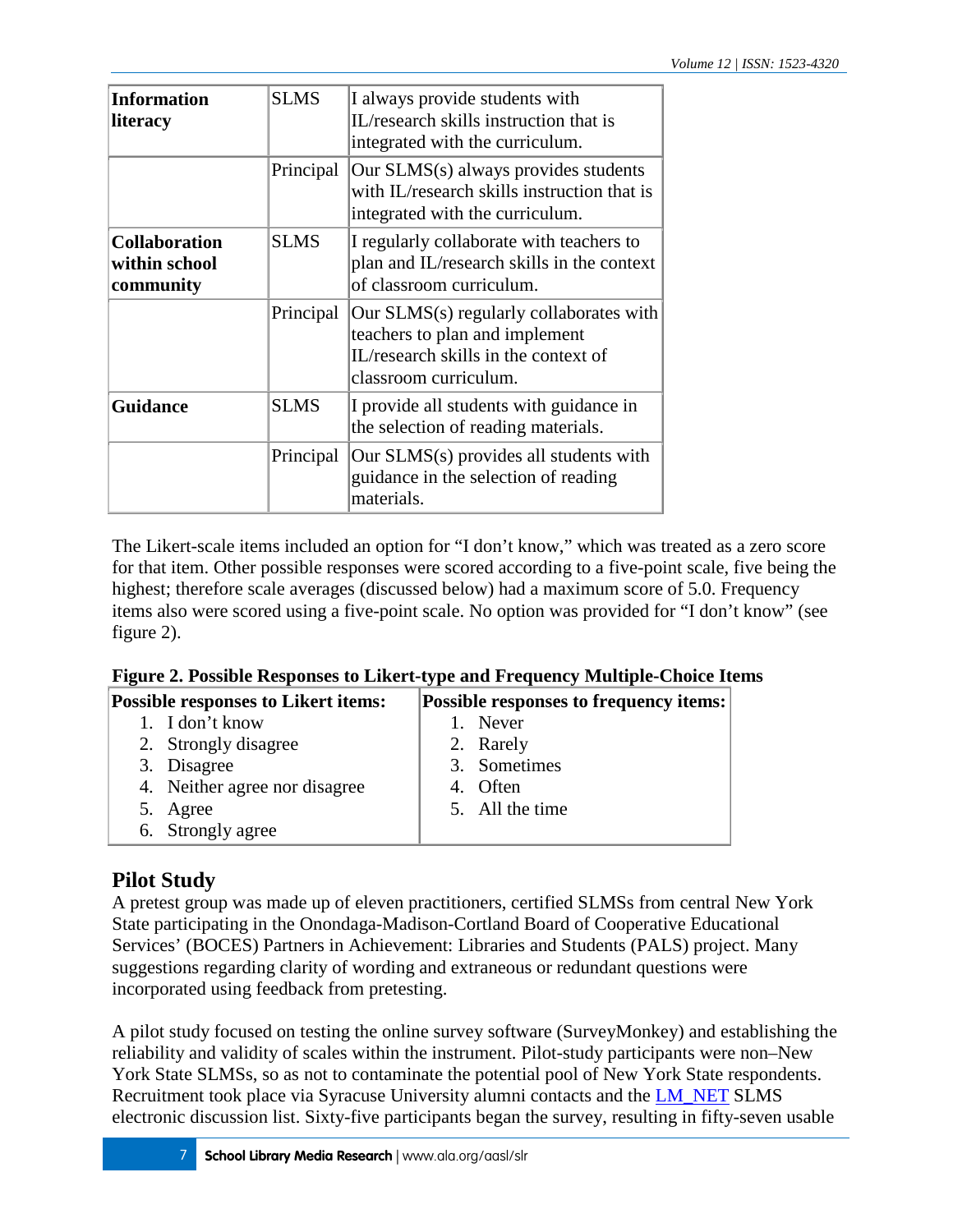| | | |
|---|---|---|
| **Information literacy** | SLMS | I always provide students with IL/research skills instruction that is integrated with the curriculum. |
| | Principal | Our SLMS(s) always provides students with IL/research skills instruction that is integrated with the curriculum. |
| **Collaboration within school community** | SLMS | I regularly collaborate with teachers to plan and IL/research skills in the context of classroom curriculum. |
| | Principal | Our SLMS(s) regularly collaborates with teachers to plan and implement IL/research skills in the context of classroom curriculum. |
| **Guidance** | SLMS | I provide all students with guidance in the selection of reading materials. |
| | Principal | Our SLMS(s) provides all students with guidance in the selection of reading materials. |

The Likert-scale items included an option for "I don't know," which was treated as a zero score for that item. Other possible responses were scored according to a five-point scale, five being the highest; therefore scale averages (discussed below) had a maximum score of 5.0. Frequency items also were scored using a five-point scale. No option was provided for "I don't know" (see figure 2).

**Figure 2. Possible Responses to Likert-type and Frequency Multiple-Choice Items**

| Possible responses to Likert items: | Possible responses to frequency items: |
|---|---|
| 1. I don't know | 1. Never |
| 2. Strongly disagree | 2. Rarely |
| 3. Disagree | 3. Sometimes |
| 4. Neither agree nor disagree | 4. Often |
| 5. Agree | 5. All the time |
| 6. Strongly agree | |

## Pilot Study

A pretest group was made up of eleven practitioners, certified SLMSs from central New York State participating in the Onondaga-Madison-Cortland Board of Cooperative Educational Services' (BOCES) Partners in Achievement: Libraries and Students (PALS) project. Many suggestions regarding clarity of wording and extraneous or redundant questions were incorporated using feedback from pretesting.

A pilot study focused on testing the online survey software (SurveyMonkey) and establishing the reliability and validity of scales within the instrument. Pilot-study participants were non–New York State SLMSs, so as not to contaminate the potential pool of New York State respondents. Recruitment took place via Syracuse University alumni contacts and the LM_NET SLMS electronic discussion list. Sixty-five participants began the survey, resulting in fifty-seven usable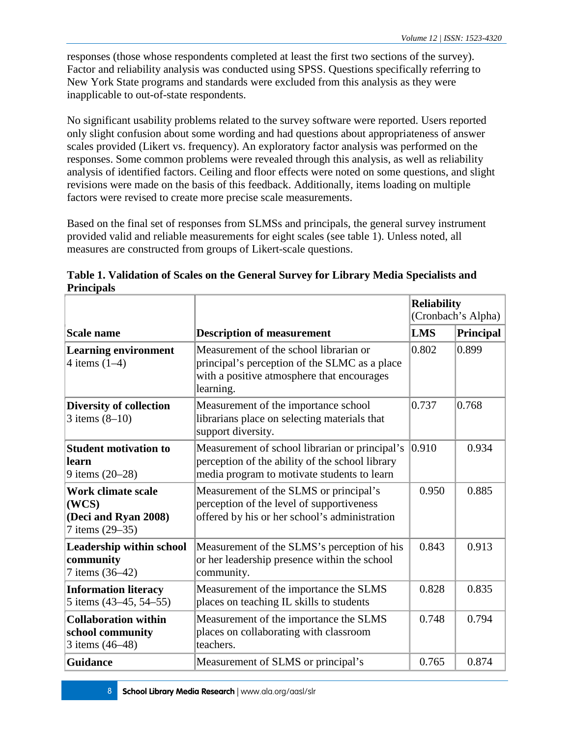responses (those whose respondents completed at least the first two sections of the survey). Factor and reliability analysis was conducted using SPSS. Questions specifically referring to New York State programs and standards were excluded from this analysis as they were inapplicable to out-of-state respondents.

No significant usability problems related to the survey software were reported. Users reported only slight confusion about some wording and had questions about appropriateness of answer scales provided (Likert vs. frequency). An exploratory factor analysis was performed on the responses. Some common problems were revealed through this analysis, as well as reliability analysis of identified factors. Ceiling and floor effects were noted on some questions, and slight revisions were made on the basis of this feedback. Additionally, items loading on multiple factors were revised to create more precise scale measurements.

Based on the final set of responses from SLMSs and principals, the general survey instrument provided valid and reliable measurements for eight scales (see table 1). Unless noted, all measures are constructed from groups of Likert-scale questions.

**Table 1. Validation of Scales on the General Survey for Library Media Specialists and Principals**

| | | **Reliability** (Cronbach's Alpha) | |
|---|---|---|---|
| **Scale name** | **Description of measurement** | **LMS** | **Principal** |
| **Learning environment** 4 items (1–4) | Measurement of the school librarian or principal's perception of the SLMC as a place with a positive atmosphere that encourages learning. | 0.802 | 0.899 |
| **Diversity of collection** 3 items (8–10) | Measurement of the importance school librarians place on selecting materials that support diversity. | 0.737 | 0.768 |
| **Student motivation to learn** 9 items (20–28) | Measurement of school librarian or principal's perception of the ability of the school library media program to motivate students to learn | 0.910 | 0.934 |
| **Work climate scale (WCS) (Deci and Ryan 2008)** 7 items (29–35) | Measurement of the SLMS or principal's perception of the level of supportiveness offered by his or her school's administration | 0.950 | 0.885 |
| **Leadership within school community** 7 items (36–42) | Measurement of the SLMS's perception of his or her leadership presence within the school community. | 0.843 | 0.913 |
| **Information literacy** 5 items (43–45, 54–55) | Measurement of the importance the SLMS places on teaching IL skills to students | 0.828 | 0.835 |
| **Collaboration within school community** 3 items (46–48) | Measurement of the importance the SLMS places on collaborating with classroom teachers. | 0.748 | 0.794 |
| **Guidance** | Measurement of SLMS or principal's | 0.765 | 0.874 |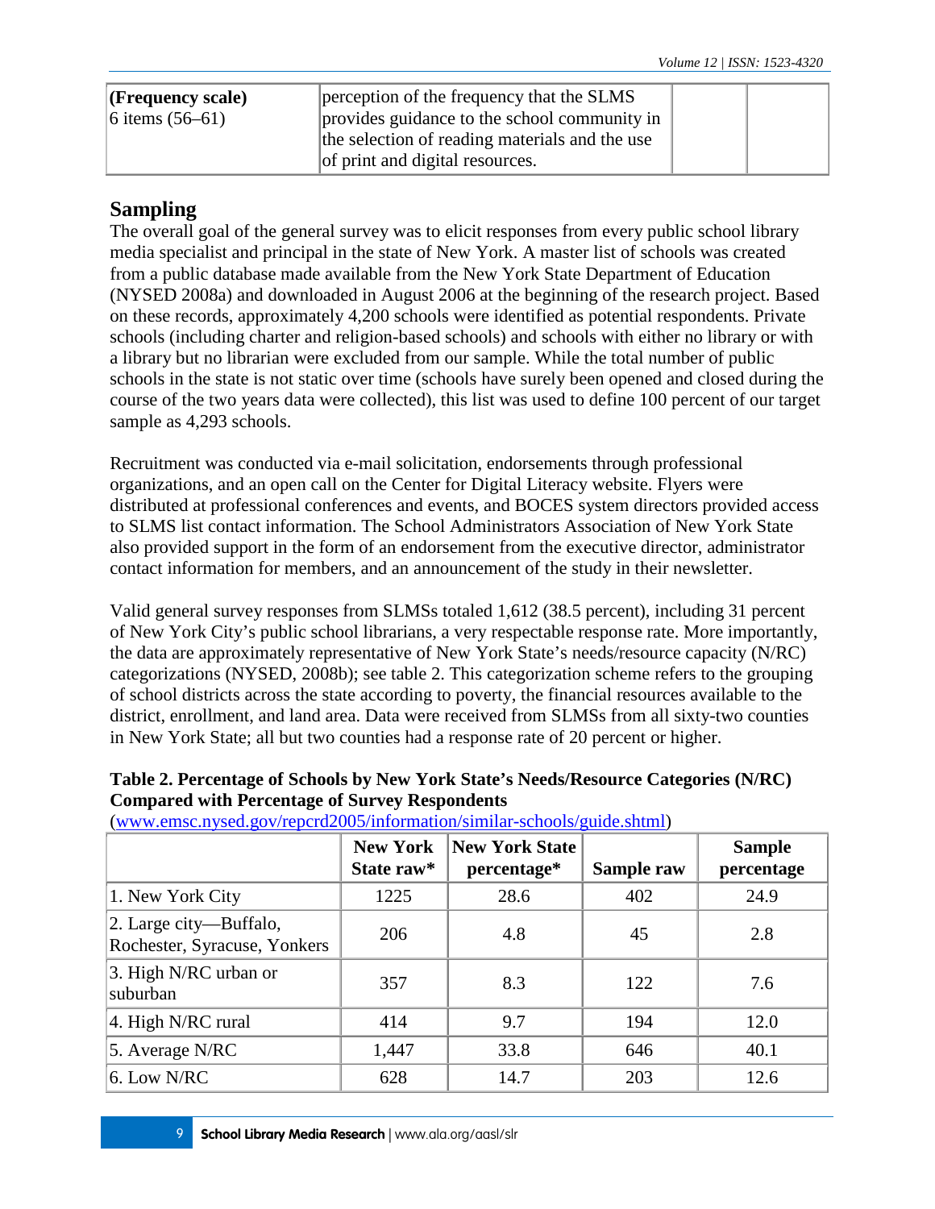| (Frequency scale) 6 items (56–61) | perception of the frequency that the SLMS provides guidance to the school community in the selection of reading materials and the use of print and digital resources. | | |
|---|---|---|---|

## Sampling

The overall goal of the general survey was to elicit responses from every public school library media specialist and principal in the state of New York. A master list of schools was created from a public database made available from the New York State Department of Education (NYSED 2008a) and downloaded in August 2006 at the beginning of the research project. Based on these records, approximately 4,200 schools were identified as potential respondents. Private schools (including charter and religion-based schools) and schools with either no library or with a library but no librarian were excluded from our sample. While the total number of public schools in the state is not static over time (schools have surely been opened and closed during the course of the two years data were collected), this list was used to define 100 percent of our target sample as 4,293 schools.

Recruitment was conducted via e-mail solicitation, endorsements through professional organizations, and an open call on the Center for Digital Literacy website. Flyers were distributed at professional conferences and events, and BOCES system directors provided access to SLMS list contact information. The School Administrators Association of New York State also provided support in the form of an endorsement from the executive director, administrator contact information for members, and an announcement of the study in their newsletter.

Valid general survey responses from SLMSs totaled 1,612 (38.5 percent), including 31 percent of New York City's public school librarians, a very respectable response rate. More importantly, the data are approximately representative of New York State's needs/resource capacity (N/RC) categorizations (NYSED, 2008b); see table 2. This categorization scheme refers to the grouping of school districts across the state according to poverty, the financial resources available to the district, enrollment, and land area. Data were received from SLMSs from all sixty-two counties in New York State; all but two counties had a response rate of 20 percent or higher.

**Table 2. Percentage of Schools by New York State's Needs/Resource Categories (N/RC) Compared with Percentage of Survey Respondents**
(www.emsc.nysed.gov/repcrd2005/information/similar-schools/guide.shtml)

| | New York State raw* | New York State percentage* | Sample raw | Sample percentage |
|---|---|---|---|---|
| 1. New York City | 1225 | 28.6 | 402 | 24.9 |
| 2. Large city—Buffalo, Rochester, Syracuse, Yonkers | 206 | 4.8 | 45 | 2.8 |
| 3. High N/RC urban or suburban | 357 | 8.3 | 122 | 7.6 |
| 4. High N/RC rural | 414 | 9.7 | 194 | 12.0 |
| 5. Average N/RC | 1,447 | 33.8 | 646 | 40.1 |
| 6. Low N/RC | 628 | 14.7 | 203 | 12.6 |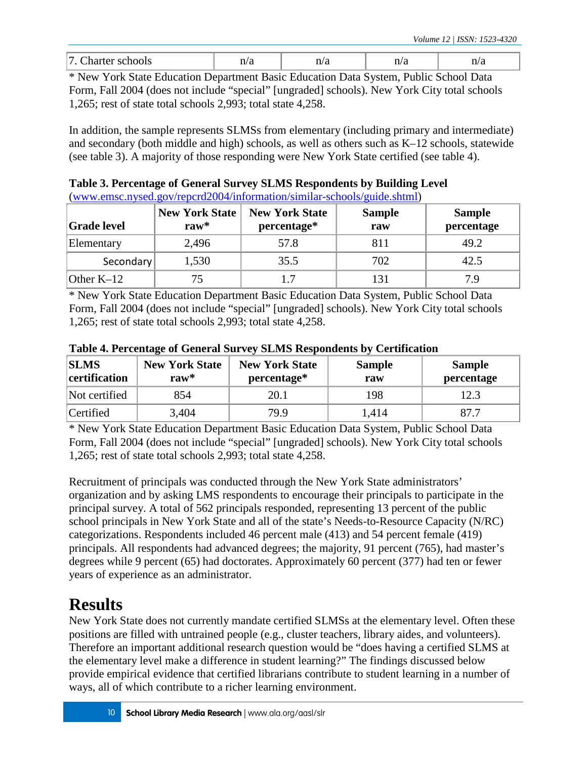| 7. Charter schools | n/a | n/a | n/a | n/a |
|---|---|---|---|---|

* New York State Education Department Basic Education Data System, Public School Data Form, Fall 2004 (does not include "special" [ungraded] schools). New York City total schools 1,265; rest of state total schools 2,993; total state 4,258.

In addition, the sample represents SLMSs from elementary (including primary and intermediate) and secondary (both middle and high) schools, as well as others such as K–12 schools, statewide (see table 3). A majority of those responding were New York State certified (see table 4).

**Table 3. Percentage of General Survey SLMS Respondents by Building Level**
(www.emsc.nysed.gov/repcrd2004/information/similar-schools/guide.shtml)

| Grade level | New York State raw* | New York State percentage* | Sample raw | Sample percentage |
|---|---|---|---|---|
| Elementary | 2,496 | 57.8 | 811 | 49.2 |
| Secondary | 1,530 | 35.5 | 702 | 42.5 |
| Other K–12 | 75 | 1.7 | 131 | 7.9 |

* New York State Education Department Basic Education Data System, Public School Data Form, Fall 2004 (does not include "special" [ungraded] schools). New York City total schools 1,265; rest of state total schools 2,993; total state 4,258.

**Table 4. Percentage of General Survey SLMS Respondents by Certification**

| SLMS certification | New York State raw* | New York State percentage* | Sample raw | Sample percentage |
|---|---|---|---|---|
| Not certified | 854 | 20.1 | 198 | 12.3 |
| Certified | 3,404 | 79.9 | 1,414 | 87.7 |

* New York State Education Department Basic Education Data System, Public School Data Form, Fall 2004 (does not include "special" [ungraded] schools). New York City total schools 1,265; rest of state total schools 2,993; total state 4,258.

Recruitment of principals was conducted through the New York State administrators' organization and by asking LMS respondents to encourage their principals to participate in the principal survey. A total of 562 principals responded, representing 13 percent of the public school principals in New York State and all of the state's Needs-to-Resource Capacity (N/RC) categorizations. Respondents included 46 percent male (413) and 54 percent female (419) principals. All respondents had advanced degrees; the majority, 91 percent (765), had master's degrees while 9 percent (65) had doctorates. Approximately 60 percent (377) had ten or fewer years of experience as an administrator.

# Results

New York State does not currently mandate certified SLMSs at the elementary level. Often these positions are filled with untrained people (e.g., cluster teachers, library aides, and volunteers). Therefore an important additional research question would be "does having a certified SLMS at the elementary level make a difference in student learning?" The findings discussed below provide empirical evidence that certified librarians contribute to student learning in a number of ways, all of which contribute to a richer learning environment.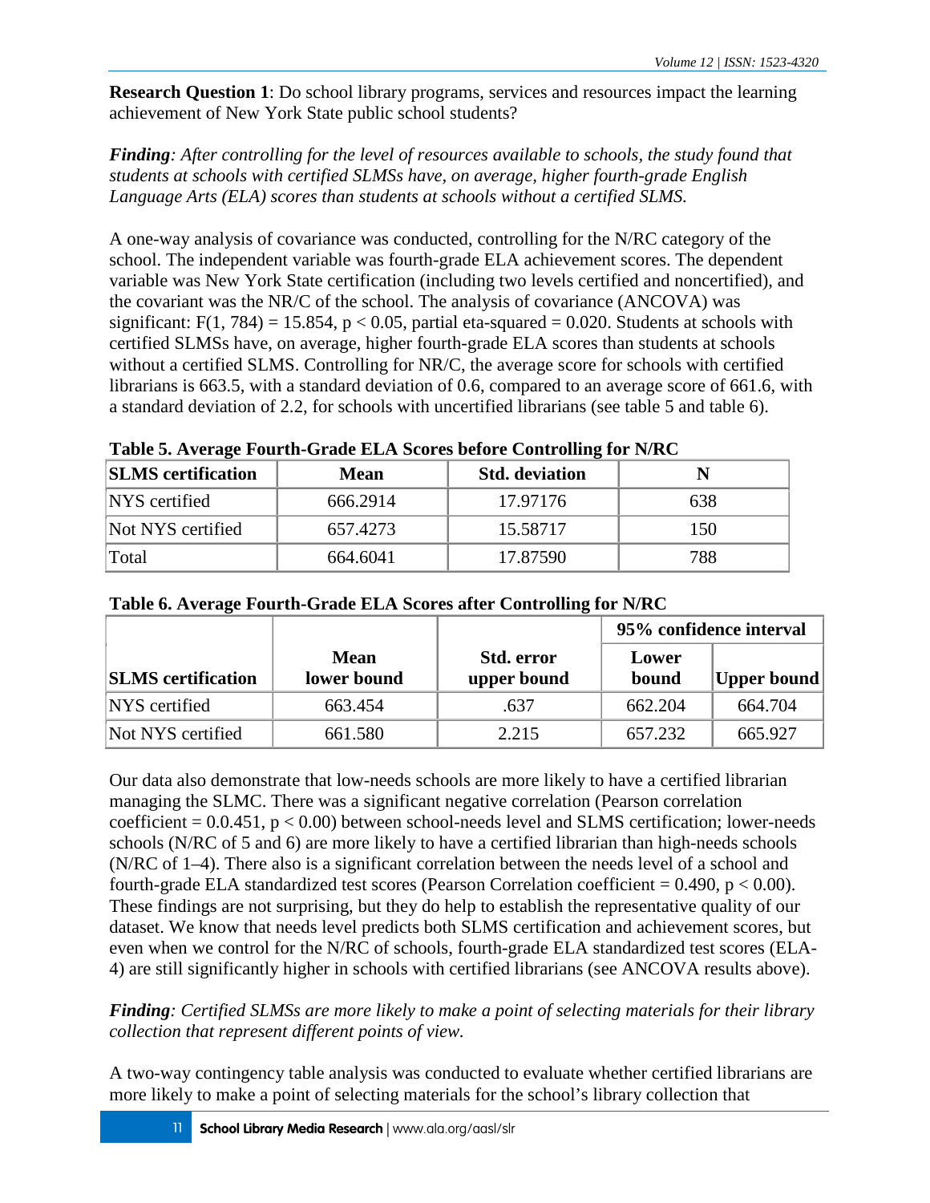**Research Question 1**: Do school library programs, services and resources impact the learning achievement of New York State public school students?

***Finding**: After controlling for the level of resources available to schools, the study found that students at schools with certified SLMSs have, on average, higher fourth-grade English Language Arts (ELA) scores than students at schools without a certified SLMS.*

A one-way analysis of covariance was conducted, controlling for the N/RC category of the school. The independent variable was fourth-grade ELA achievement scores. The dependent variable was New York State certification (including two levels certified and noncertified), and the covariant was the NR/C of the school. The analysis of covariance (ANCOVA) was significant: $F(1, 784) = 15.854$, $p < 0.05$, partial eta-squared = 0.020. Students at schools with certified SLMSs have, on average, higher fourth-grade ELA scores than students at schools without a certified SLMS. Controlling for NR/C, the average score for schools with certified librarians is 663.5, with a standard deviation of 0.6, compared to an average score of 661.6, with a standard deviation of 2.2, for schools with uncertified librarians (see table 5 and table 6).

**Table 5. Average Fourth-Grade ELA Scores before Controlling for N/RC**

| SLMS certification | Mean | Std. deviation | N |
|---|---|---|---|
| NYS certified | 666.2914 | 17.97176 | 638 |
| Not NYS certified | 657.4273 | 15.58717 | 150 |
| Total | 664.6041 | 17.87590 | 788 |

**Table 6. Average Fourth-Grade ELA Scores after Controlling for N/RC**

| | | | 95% confidence interval | |
|---|---|---|---|---|
| SLMS certification | Mean lower bound | Std. error upper bound | Lower bound | Upper bound |
| NYS certified | 663.454 | .637 | 662.204 | 664.704 |
| Not NYS certified | 661.580 | 2.215 | 657.232 | 665.927 |

Our data also demonstrate that low-needs schools are more likely to have a certified librarian managing the SLMC. There was a significant negative correlation (Pearson correlation coefficient = 0.0.451, $p < 0.00$) between school-needs level and SLMS certification; lower-needs schools (N/RC of 5 and 6) are more likely to have a certified librarian than high-needs schools (N/RC of 1–4). There also is a significant correlation between the needs level of a school and fourth-grade ELA standardized test scores (Pearson Correlation coefficient = 0.490, $p < 0.00$). These findings are not surprising, but they do help to establish the representative quality of our dataset. We know that needs level predicts both SLMS certification and achievement scores, but even when we control for the N/RC of schools, fourth-grade ELA standardized test scores (ELA-4) are still significantly higher in schools with certified librarians (see ANCOVA results above).

***Finding**: Certified SLMSs are more likely to make a point of selecting materials for their library collection that represent different points of view.*

A two-way contingency table analysis was conducted to evaluate whether certified librarians are more likely to make a point of selecting materials for the school's library collection that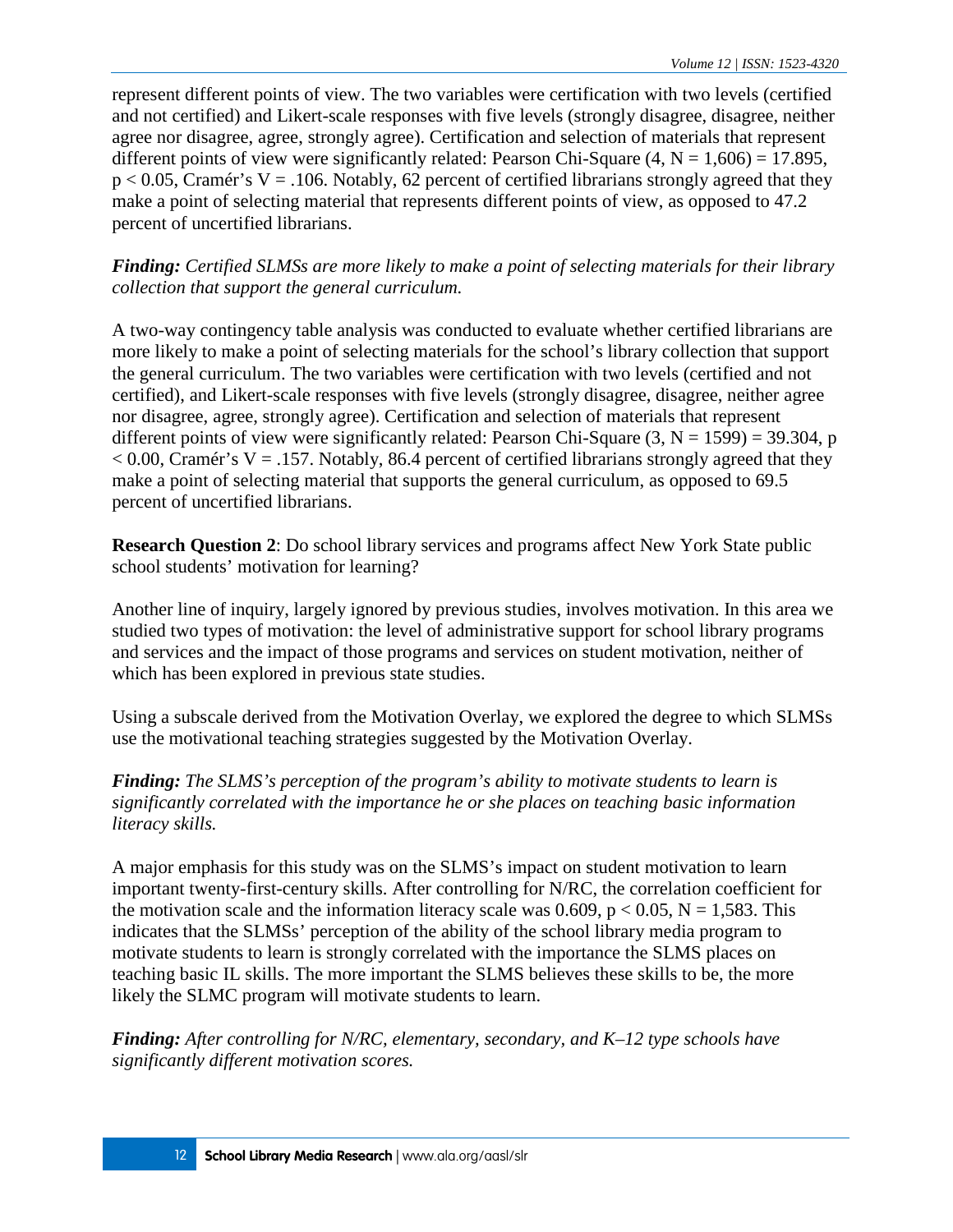represent different points of view. The two variables were certification with two levels (certified and not certified) and Likert-scale responses with five levels (strongly disagree, disagree, neither agree nor disagree, agree, strongly agree). Certification and selection of materials that represent different points of view were significantly related: Pearson Chi-Square (4, N = 1,606) = 17.895, $p < 0.05$, Cramér's V = .106. Notably, 62 percent of certified librarians strongly agreed that they make a point of selecting material that represents different points of view, as opposed to 47.2 percent of uncertified librarians.

***Finding:*** *Certified SLMSs are more likely to make a point of selecting materials for their library collection that support the general curriculum.*

A two-way contingency table analysis was conducted to evaluate whether certified librarians are more likely to make a point of selecting materials for the school's library collection that support the general curriculum. The two variables were certification with two levels (certified and not certified), and Likert-scale responses with five levels (strongly disagree, disagree, neither agree nor disagree, agree, strongly agree). Certification and selection of materials that represent different points of view were significantly related: Pearson Chi-Square (3, N = 1599) = 39.304, $p < 0.00$, Cramér's V = .157. Notably, 86.4 percent of certified librarians strongly agreed that they make a point of selecting material that supports the general curriculum, as opposed to 69.5 percent of uncertified librarians.

**Research Question 2**: Do school library services and programs affect New York State public school students' motivation for learning?

Another line of inquiry, largely ignored by previous studies, involves motivation. In this area we studied two types of motivation: the level of administrative support for school library programs and services and the impact of those programs and services on student motivation, neither of which has been explored in previous state studies.

Using a subscale derived from the Motivation Overlay, we explored the degree to which SLMSs use the motivational teaching strategies suggested by the Motivation Overlay.

***Finding:*** *The SLMS's perception of the program's ability to motivate students to learn is significantly correlated with the importance he or she places on teaching basic information literacy skills.*

A major emphasis for this study was on the SLMS's impact on student motivation to learn important twenty-first-century skills. After controlling for N/RC, the correlation coefficient for the motivation scale and the information literacy scale was 0.609, $p < 0.05$, N = 1,583. This indicates that the SLMSs' perception of the ability of the school library media program to motivate students to learn is strongly correlated with the importance the SLMS places on teaching basic IL skills. The more important the SLMS believes these skills to be, the more likely the SLMC program will motivate students to learn.

***Finding:*** *After controlling for N/RC, elementary, secondary, and K–12 type schools have significantly different motivation scores.*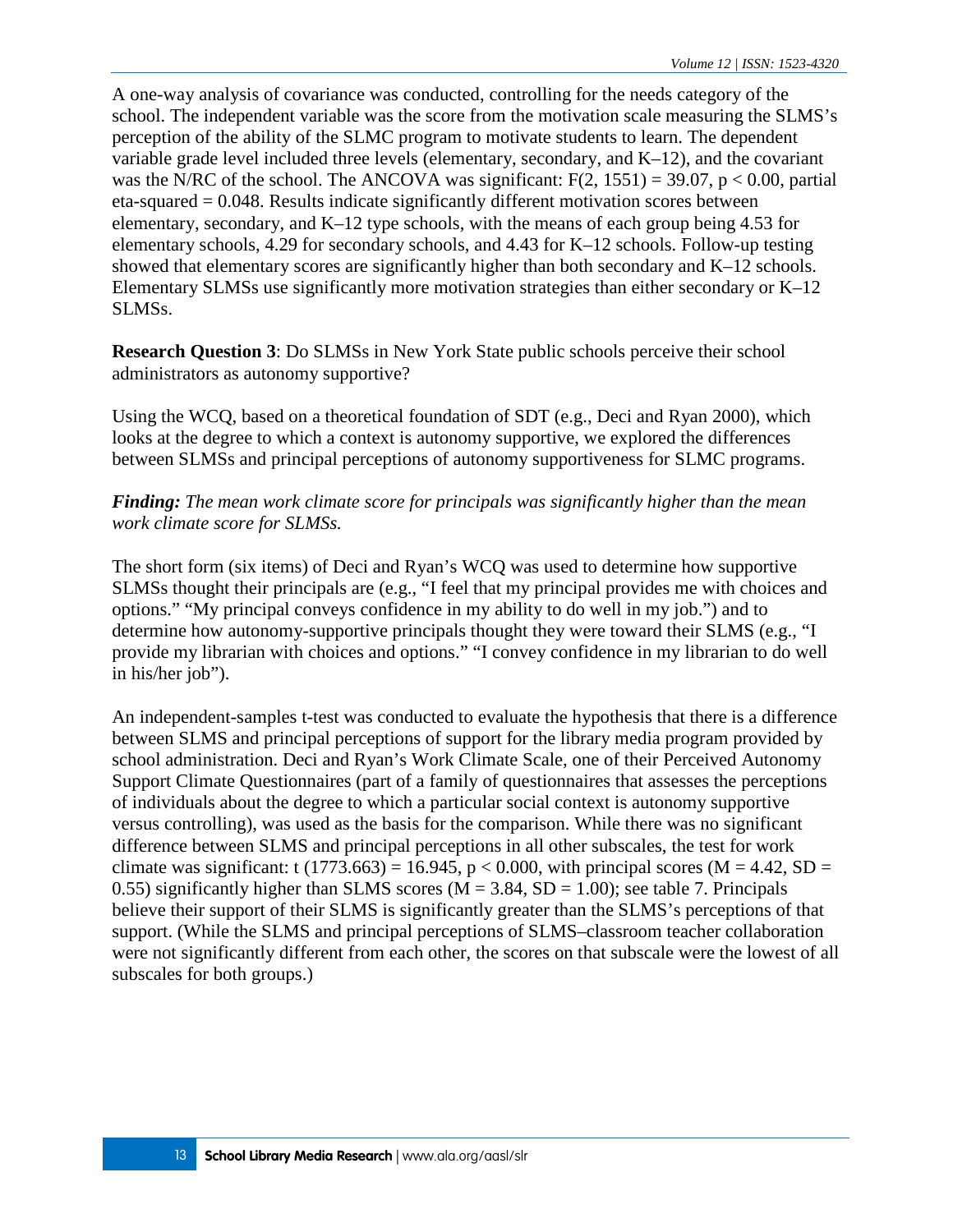A one-way analysis of covariance was conducted, controlling for the needs category of the school. The independent variable was the score from the motivation scale measuring the SLMS's perception of the ability of the SLMC program to motivate students to learn. The dependent variable grade level included three levels (elementary, secondary, and K–12), and the covariant was the N/RC of the school. The ANCOVA was significant: $F(2, 1551) = 39.07$, $p < 0.00$, partial eta-squared = 0.048. Results indicate significantly different motivation scores between elementary, secondary, and K–12 type schools, with the means of each group being 4.53 for elementary schools, 4.29 for secondary schools, and 4.43 for K–12 schools. Follow-up testing showed that elementary scores are significantly higher than both secondary and K–12 schools. Elementary SLMSs use significantly more motivation strategies than either secondary or K–12 SLMSs.

**Research Question 3**: Do SLMSs in New York State public schools perceive their school administrators as autonomy supportive?

Using the WCQ, based on a theoretical foundation of SDT (e.g., Deci and Ryan 2000), which looks at the degree to which a context is autonomy supportive, we explored the differences between SLMSs and principal perceptions of autonomy supportiveness for SLMC programs.

***Finding:*** *The mean work climate score for principals was significantly higher than the mean work climate score for SLMSs.*

The short form (six items) of Deci and Ryan's WCQ was used to determine how supportive SLMSs thought their principals are (e.g., "I feel that my principal provides me with choices and options." "My principal conveys confidence in my ability to do well in my job.") and to determine how autonomy-supportive principals thought they were toward their SLMS (e.g., "I provide my librarian with choices and options." "I convey confidence in my librarian to do well in his/her job").

An independent-samples t-test was conducted to evaluate the hypothesis that there is a difference between SLMS and principal perceptions of support for the library media program provided by school administration. Deci and Ryan's Work Climate Scale, one of their Perceived Autonomy Support Climate Questionnaires (part of a family of questionnaires that assesses the perceptions of individuals about the degree to which a particular social context is autonomy supportive versus controlling), was used as the basis for the comparison. While there was no significant difference between SLMS and principal perceptions in all other subscales, the test for work climate was significant: $t\ (1773.663) = 16.945$, $p < 0.000$, with principal scores ($M = 4.42$, $SD = 0.55$) significantly higher than SLMS scores ($M = 3.84$, $SD = 1.00$); see table 7. Principals believe their support of their SLMS is significantly greater than the SLMS's perceptions of that support. (While the SLMS and principal perceptions of SLMS–classroom teacher collaboration were not significantly different from each other, the scores on that subscale were the lowest of all subscales for both groups.)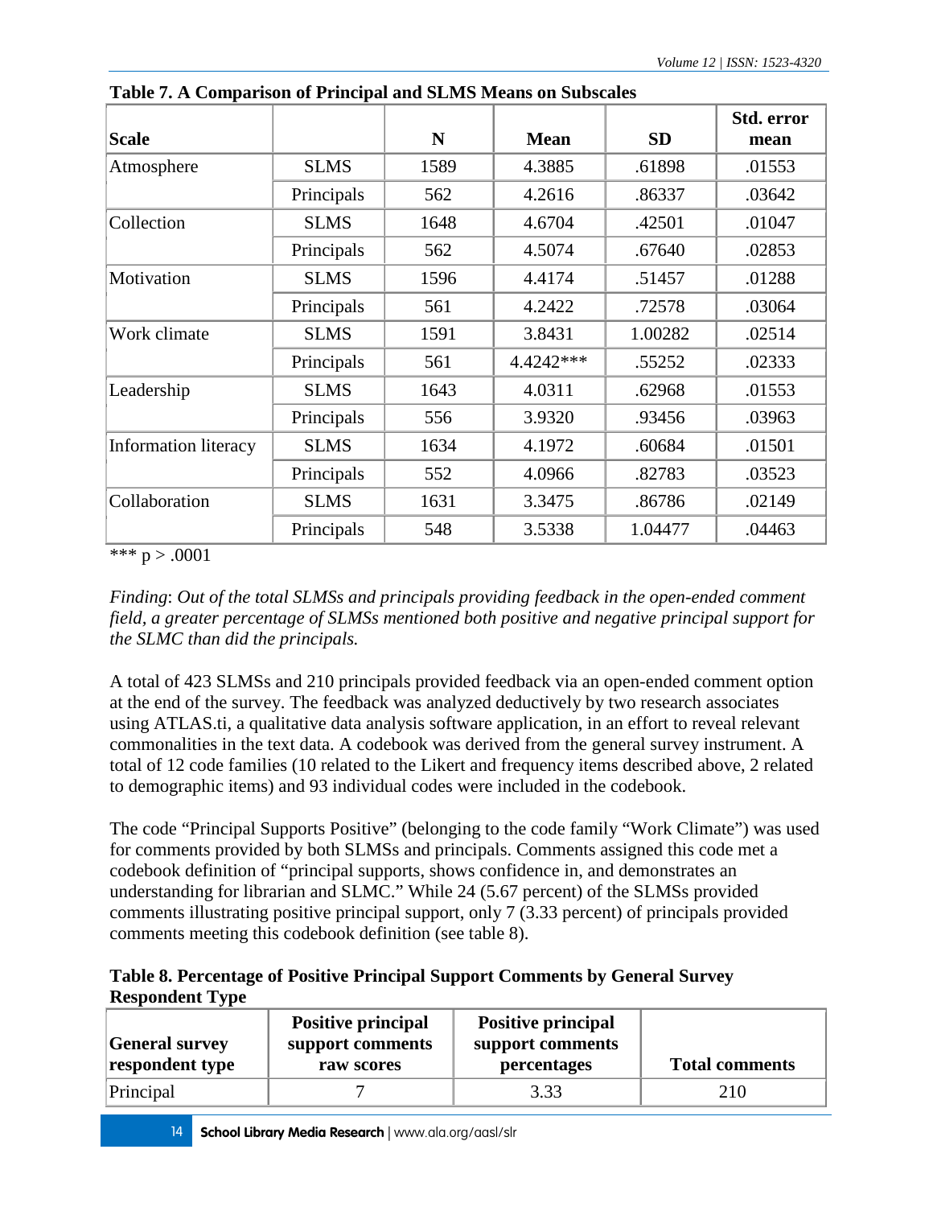**Table 7. A Comparison of Principal and SLMS Means on Subscales**

| Scale | | N | Mean | SD | Std. error mean |
|---|---|---|---|---|---|
| Atmosphere | SLMS | 1589 | 4.3885 | .61898 | .01553 |
| | Principals | 562 | 4.2616 | .86337 | .03642 |
| Collection | SLMS | 1648 | 4.6704 | .42501 | .01047 |
| | Principals | 562 | 4.5074 | .67640 | .02853 |
| Motivation | SLMS | 1596 | 4.4174 | .51457 | .01288 |
| | Principals | 561 | 4.2422 | .72578 | .03064 |
| Work climate | SLMS | 1591 | 3.8431 | 1.00282 | .02514 |
| | Principals | 561 | 4.4242*** | .55252 | .02333 |
| Leadership | SLMS | 1643 | 4.0311 | .62968 | .01553 |
| | Principals | 556 | 3.9320 | .93456 | .03963 |
| Information literacy | SLMS | 1634 | 4.1972 | .60684 | .01501 |
| | Principals | 552 | 4.0966 | .82783 | .03523 |
| Collaboration | SLMS | 1631 | 3.3475 | .86786 | .02149 |
| | Principals | 548 | 3.5338 | 1.04477 | .04463 |

*** $p > .0001$

*Finding*: *Out of the total SLMSs and principals providing feedback in the open-ended comment field, a greater percentage of SLMSs mentioned both positive and negative principal support for the SLMC than did the principals.*

A total of 423 SLMSs and 210 principals provided feedback via an open-ended comment option at the end of the survey. The feedback was analyzed deductively by two research associates using ATLAS.ti, a qualitative data analysis software application, in an effort to reveal relevant commonalities in the text data. A codebook was derived from the general survey instrument. A total of 12 code families (10 related to the Likert and frequency items described above, 2 related to demographic items) and 93 individual codes were included in the codebook.

The code "Principal Supports Positive" (belonging to the code family "Work Climate") was used for comments provided by both SLMSs and principals. Comments assigned this code met a codebook definition of "principal supports, shows confidence in, and demonstrates an understanding for librarian and SLMC." While 24 (5.67 percent) of the SLMSs provided comments illustrating positive principal support, only 7 (3.33 percent) of principals provided comments meeting this codebook definition (see table 8).

**Table 8. Percentage of Positive Principal Support Comments by General Survey Respondent Type**

| General survey respondent type | Positive principal support comments raw scores | Positive principal support comments percentages | Total comments |
|---|---|---|---|
| Principal | 7 | 3.33 | 210 |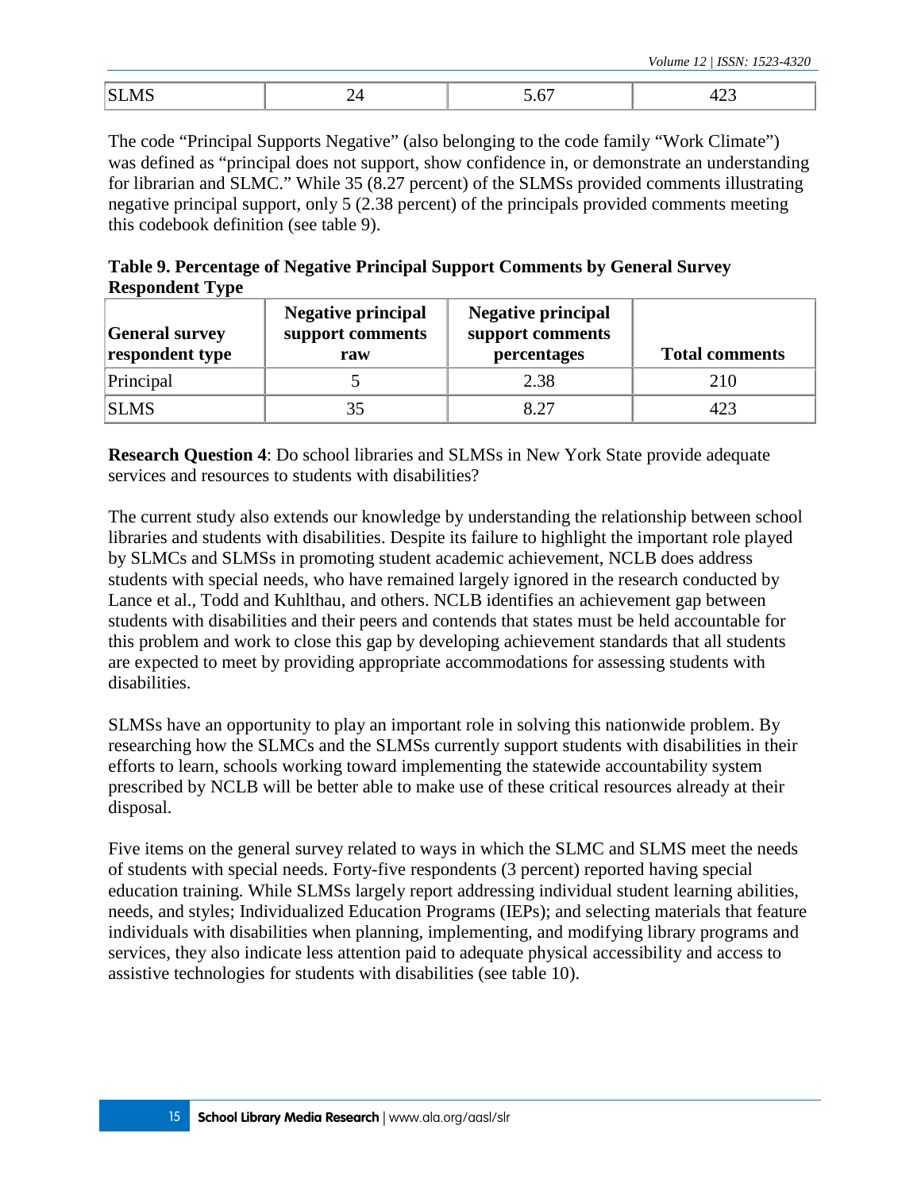| SLMS | 24 | 5.67 | 423 |
|---|---|---|---|

The code "Principal Supports Negative" (also belonging to the code family "Work Climate") was defined as "principal does not support, show confidence in, or demonstrate an understanding for librarian and SLMC." While 35 (8.27 percent) of the SLMSs provided comments illustrating negative principal support, only 5 (2.38 percent) of the principals provided comments meeting this codebook definition (see table 9).

**Table 9. Percentage of Negative Principal Support Comments by General Survey Respondent Type**

| General survey respondent type | Negative principal support comments raw | Negative principal support comments percentages | Total comments |
|---|---|---|---|
| Principal | 5 | 2.38 | 210 |
| SLMS | 35 | 8.27 | 423 |

**Research Question 4**: Do school libraries and SLMSs in New York State provide adequate services and resources to students with disabilities?

The current study also extends our knowledge by understanding the relationship between school libraries and students with disabilities. Despite its failure to highlight the important role played by SLMCs and SLMSs in promoting student academic achievement, NCLB does address students with special needs, who have remained largely ignored in the research conducted by Lance et al., Todd and Kuhlthau, and others. NCLB identifies an achievement gap between students with disabilities and their peers and contends that states must be held accountable for this problem and work to close this gap by developing achievement standards that all students are expected to meet by providing appropriate accommodations for assessing students with disabilities.

SLMSs have an opportunity to play an important role in solving this nationwide problem. By researching how the SLMCs and the SLMSs currently support students with disabilities in their efforts to learn, schools working toward implementing the statewide accountability system prescribed by NCLB will be better able to make use of these critical resources already at their disposal.

Five items on the general survey related to ways in which the SLMC and SLMS meet the needs of students with special needs. Forty-five respondents (3 percent) reported having special education training. While SLMSs largely report addressing individual student learning abilities, needs, and styles; Individualized Education Programs (IEPs); and selecting materials that feature individuals with disabilities when planning, implementing, and modifying library programs and services, they also indicate less attention paid to adequate physical accessibility and access to assistive technologies for students with disabilities (see table 10).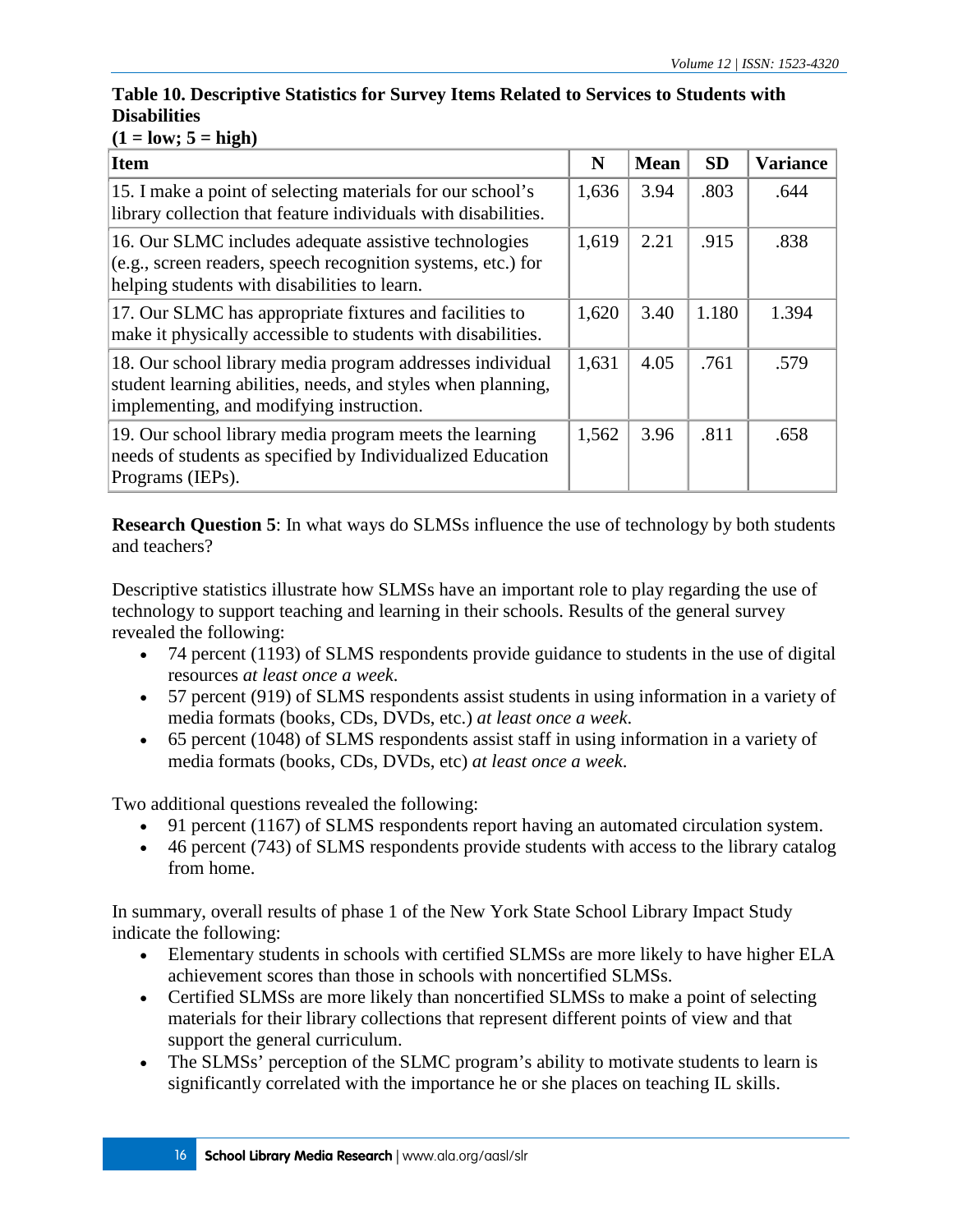**Table 10. Descriptive Statistics for Survey Items Related to Services to Students with Disabilities**
**(1 = low; 5 = high)**

| Item | N | Mean | SD | Variance |
|---|---|---|---|---|
| 15. I make a point of selecting materials for our school's library collection that feature individuals with disabilities. | 1,636 | 3.94 | .803 | .644 |
| 16. Our SLMC includes adequate assistive technologies (e.g., screen readers, speech recognition systems, etc.) for helping students with disabilities to learn. | 1,619 | 2.21 | .915 | .838 |
| 17. Our SLMC has appropriate fixtures and facilities to make it physically accessible to students with disabilities. | 1,620 | 3.40 | 1.180 | 1.394 |
| 18. Our school library media program addresses individual student learning abilities, needs, and styles when planning, implementing, and modifying instruction. | 1,631 | 4.05 | .761 | .579 |
| 19. Our school library media program meets the learning needs of students as specified by Individualized Education Programs (IEPs). | 1,562 | 3.96 | .811 | .658 |

**Research Question 5**: In what ways do SLMSs influence the use of technology by both students and teachers?

Descriptive statistics illustrate how SLMSs have an important role to play regarding the use of technology to support teaching and learning in their schools. Results of the general survey revealed the following:

- 74 percent (1193) of SLMS respondents provide guidance to students in the use of digital resources *at least once a week*.
- 57 percent (919) of SLMS respondents assist students in using information in a variety of media formats (books, CDs, DVDs, etc.) *at least once a week*.
- 65 percent (1048) of SLMS respondents assist staff in using information in a variety of media formats (books, CDs, DVDs, etc) *at least once a week*.

Two additional questions revealed the following:

- 91 percent (1167) of SLMS respondents report having an automated circulation system.
- 46 percent (743) of SLMS respondents provide students with access to the library catalog from home.

In summary, overall results of phase 1 of the New York State School Library Impact Study indicate the following:

- Elementary students in schools with certified SLMSs are more likely to have higher ELA achievement scores than those in schools with noncertified SLMSs.
- Certified SLMSs are more likely than noncertified SLMSs to make a point of selecting materials for their library collections that represent different points of view and that support the general curriculum.
- The SLMSs' perception of the SLMC program's ability to motivate students to learn is significantly correlated with the importance he or she places on teaching IL skills.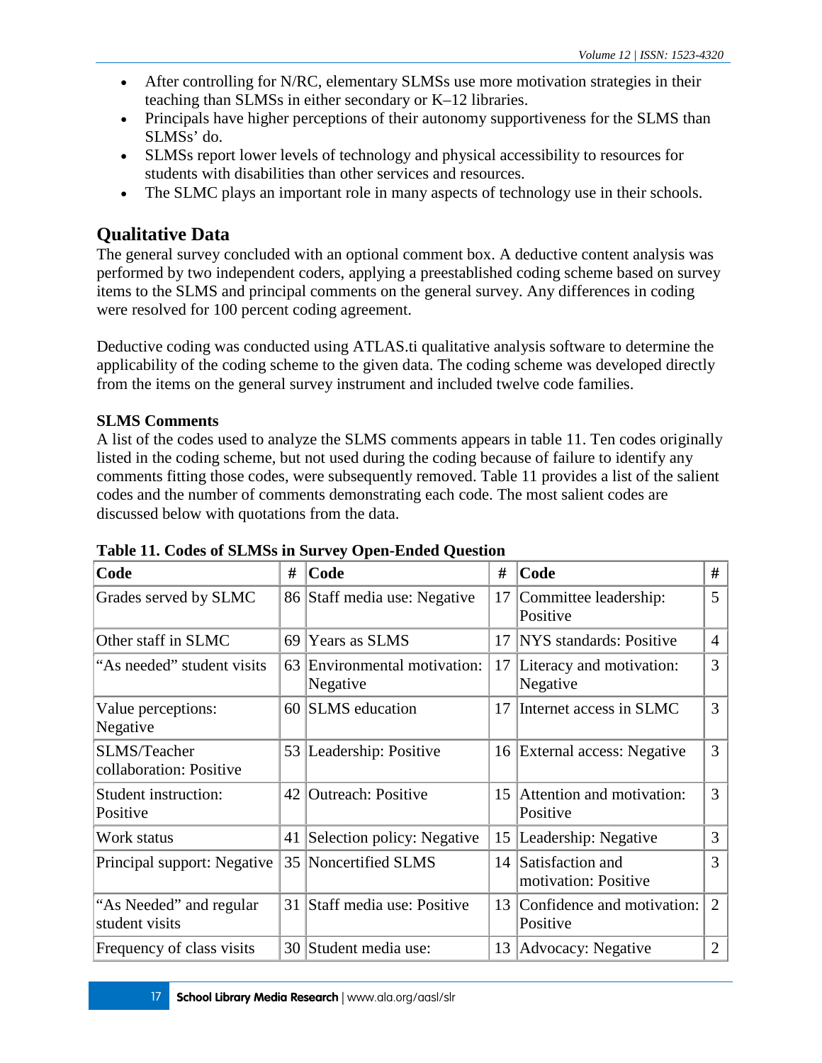- After controlling for N/RC, elementary SLMSs use more motivation strategies in their teaching than SLMSs in either secondary or K–12 libraries.
- Principals have higher perceptions of their autonomy supportiveness for the SLMS than SLMSs' do.
- SLMSs report lower levels of technology and physical accessibility to resources for students with disabilities than other services and resources.
- The SLMC plays an important role in many aspects of technology use in their schools.

## Qualitative Data

The general survey concluded with an optional comment box. A deductive content analysis was performed by two independent coders, applying a preestablished coding scheme based on survey items to the SLMS and principal comments on the general survey. Any differences in coding were resolved for 100 percent coding agreement.

Deductive coding was conducted using ATLAS.ti qualitative analysis software to determine the applicability of the coding scheme to the given data. The coding scheme was developed directly from the items on the general survey instrument and included twelve code families.

### SLMS Comments

A list of the codes used to analyze the SLMS comments appears in table 11. Ten codes originally listed in the coding scheme, but not used during the coding because of failure to identify any comments fitting those codes, were subsequently removed. Table 11 provides a list of the salient codes and the number of comments demonstrating each code. The most salient codes are discussed below with quotations from the data.

**Table 11. Codes of SLMSs in Survey Open-Ended Question**

| Code | # | Code | # | Code | # |
|---|---|---|---|---|---|
| Grades served by SLMC | 86 | Staff media use: Negative | 17 | Committee leadership: Positive | 5 |
| Other staff in SLMC | 69 | Years as SLMS | 17 | NYS standards: Positive | 4 |
| "As needed" student visits | 63 | Environmental motivation: Negative | 17 | Literacy and motivation: Negative | 3 |
| Value perceptions: Negative | 60 | SLMS education | 17 | Internet access in SLMC | 3 |
| SLMS/Teacher collaboration: Positive | 53 | Leadership: Positive | 16 | External access: Negative | 3 |
| Student instruction: Positive | 42 | Outreach: Positive | 15 | Attention and motivation: Positive | 3 |
| Work status | 41 | Selection policy: Negative | 15 | Leadership: Negative | 3 |
| Principal support: Negative | 35 | Noncertified SLMS | 14 | Satisfaction and motivation: Positive | 3 |
| "As Needed" and regular student visits | 31 | Staff media use: Positive | 13 | Confidence and motivation: Positive | 2 |
| Frequency of class visits | 30 | Student media use: | 13 | Advocacy: Negative | 2 |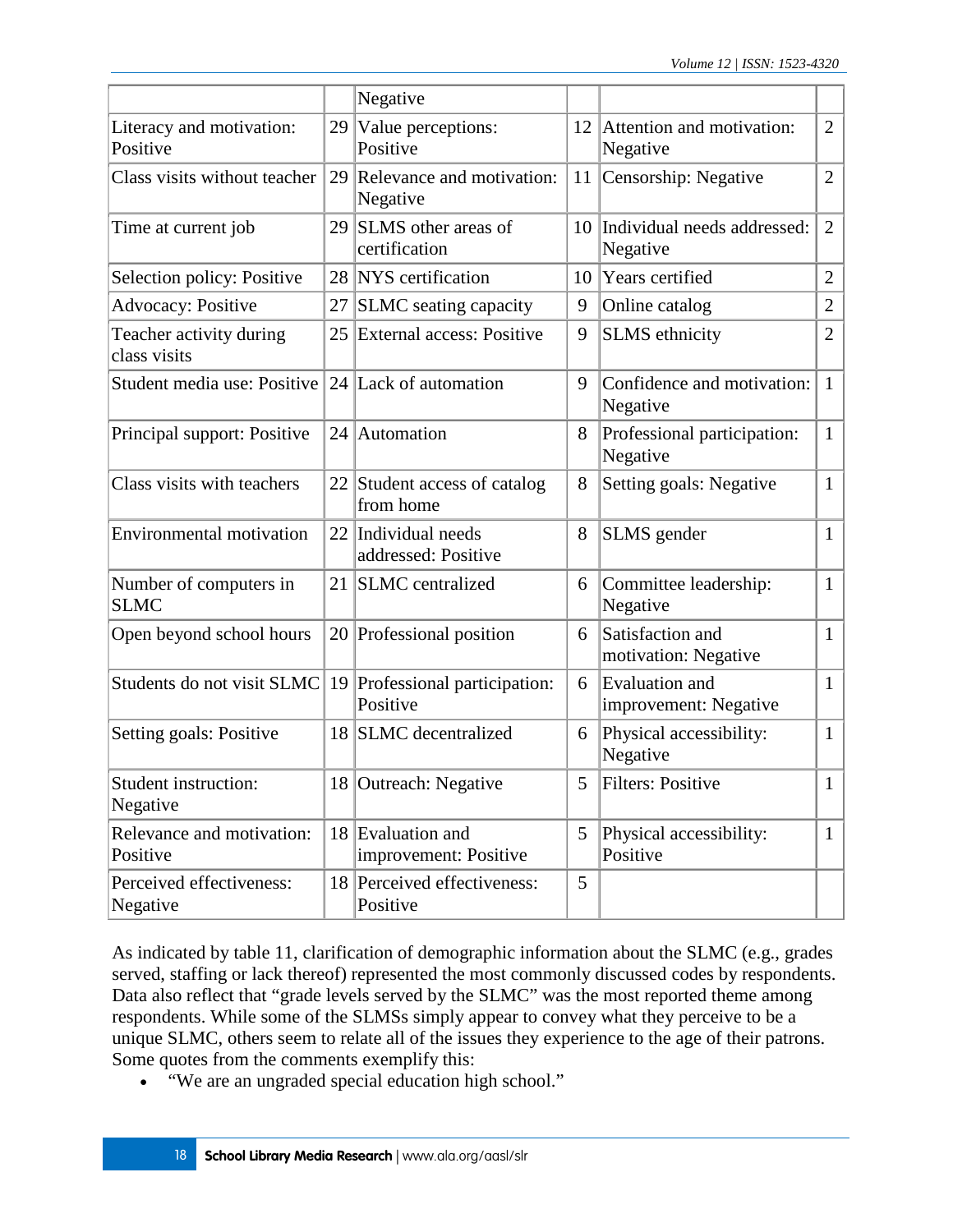| | | | | | |
|---|---|---|---|---|---|
| | | Negative | | | |
| Literacy and motivation: Positive | 29 | Value perceptions: Positive | 12 | Attention and motivation: Negative | 2 |
| Class visits without teacher | 29 | Relevance and motivation: Negative | 11 | Censorship: Negative | 2 |
| Time at current job | 29 | SLMS other areas of certification | 10 | Individual needs addressed: Negative | 2 |
| Selection policy: Positive | 28 | NYS certification | 10 | Years certified | 2 |
| Advocacy: Positive | 27 | SLMC seating capacity | 9 | Online catalog | 2 |
| Teacher activity during class visits | 25 | External access: Positive | 9 | SLMS ethnicity | 2 |
| Student media use: Positive | 24 | Lack of automation | 9 | Confidence and motivation: Negative | 1 |
| Principal support: Positive | 24 | Automation | 8 | Professional participation: Negative | 1 |
| Class visits with teachers | 22 | Student access of catalog from home | 8 | Setting goals: Negative | 1 |
| Environmental motivation | 22 | Individual needs addressed: Positive | 8 | SLMS gender | 1 |
| Number of computers in SLMC | 21 | SLMC centralized | 6 | Committee leadership: Negative | 1 |
| Open beyond school hours | 20 | Professional position | 6 | Satisfaction and motivation: Negative | 1 |
| Students do not visit SLMC | 19 | Professional participation: Positive | 6 | Evaluation and improvement: Negative | 1 |
| Setting goals: Positive | 18 | SLMC decentralized | 6 | Physical accessibility: Negative | 1 |
| Student instruction: Negative | 18 | Outreach: Negative | 5 | Filters: Positive | 1 |
| Relevance and motivation: Positive | 18 | Evaluation and improvement: Positive | 5 | Physical accessibility: Positive | 1 |
| Perceived effectiveness: Negative | 18 | Perceived effectiveness: Positive | 5 | | |

As indicated by table 11, clarification of demographic information about the SLMC (e.g., grades served, staffing or lack thereof) represented the most commonly discussed codes by respondents. Data also reflect that "grade levels served by the SLMC" was the most reported theme among respondents. While some of the SLMSs simply appear to convey what they perceive to be a unique SLMC, others seem to relate all of the issues they experience to the age of their patrons. Some quotes from the comments exemplify this:

- "We are an ungraded special education high school."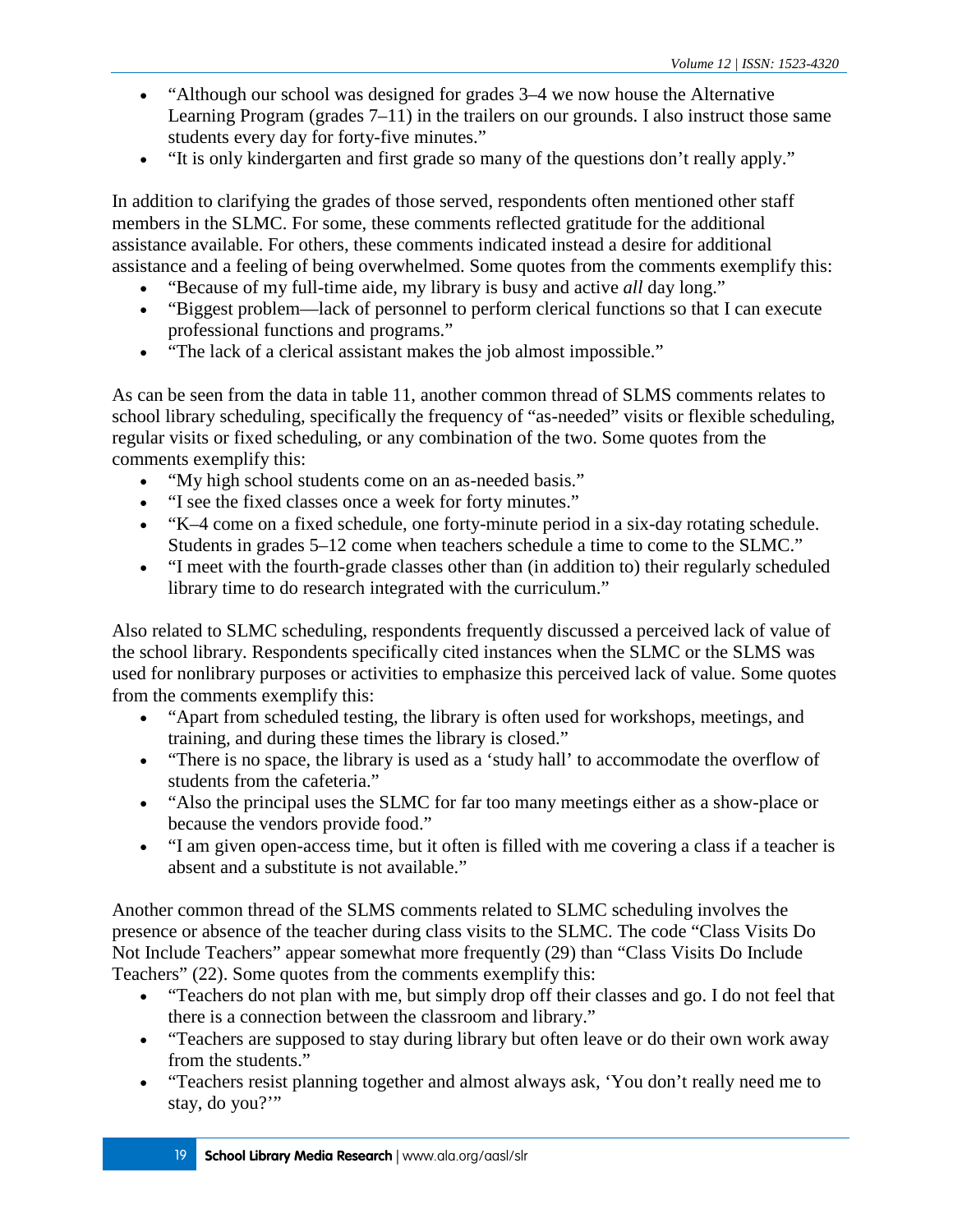- "Although our school was designed for grades 3–4 we now house the Alternative Learning Program (grades 7–11) in the trailers on our grounds. I also instruct those same students every day for forty-five minutes."
- "It is only kindergarten and first grade so many of the questions don't really apply."

In addition to clarifying the grades of those served, respondents often mentioned other staff members in the SLMC. For some, these comments reflected gratitude for the additional assistance available. For others, these comments indicated instead a desire for additional assistance and a feeling of being overwhelmed. Some quotes from the comments exemplify this:

- "Because of my full-time aide, my library is busy and active *all* day long."
- "Biggest problem—lack of personnel to perform clerical functions so that I can execute professional functions and programs."
- "The lack of a clerical assistant makes the job almost impossible."

As can be seen from the data in table 11, another common thread of SLMS comments relates to school library scheduling, specifically the frequency of "as-needed" visits or flexible scheduling, regular visits or fixed scheduling, or any combination of the two. Some quotes from the comments exemplify this:

- "My high school students come on an as-needed basis."
- "I see the fixed classes once a week for forty minutes."
- "K–4 come on a fixed schedule, one forty-minute period in a six-day rotating schedule. Students in grades 5–12 come when teachers schedule a time to come to the SLMC."
- "I meet with the fourth-grade classes other than (in addition to) their regularly scheduled library time to do research integrated with the curriculum."

Also related to SLMC scheduling, respondents frequently discussed a perceived lack of value of the school library. Respondents specifically cited instances when the SLMC or the SLMS was used for nonlibrary purposes or activities to emphasize this perceived lack of value. Some quotes from the comments exemplify this:

- "Apart from scheduled testing, the library is often used for workshops, meetings, and training, and during these times the library is closed."
- "There is no space, the library is used as a 'study hall' to accommodate the overflow of students from the cafeteria."
- "Also the principal uses the SLMC for far too many meetings either as a show-place or because the vendors provide food."
- "I am given open-access time, but it often is filled with me covering a class if a teacher is absent and a substitute is not available."

Another common thread of the SLMS comments related to SLMC scheduling involves the presence or absence of the teacher during class visits to the SLMC. The code "Class Visits Do Not Include Teachers" appear somewhat more frequently (29) than "Class Visits Do Include Teachers" (22). Some quotes from the comments exemplify this:

- "Teachers do not plan with me, but simply drop off their classes and go. I do not feel that there is a connection between the classroom and library."
- "Teachers are supposed to stay during library but often leave or do their own work away from the students."
- "Teachers resist planning together and almost always ask, 'You don't really need me to stay, do you?'"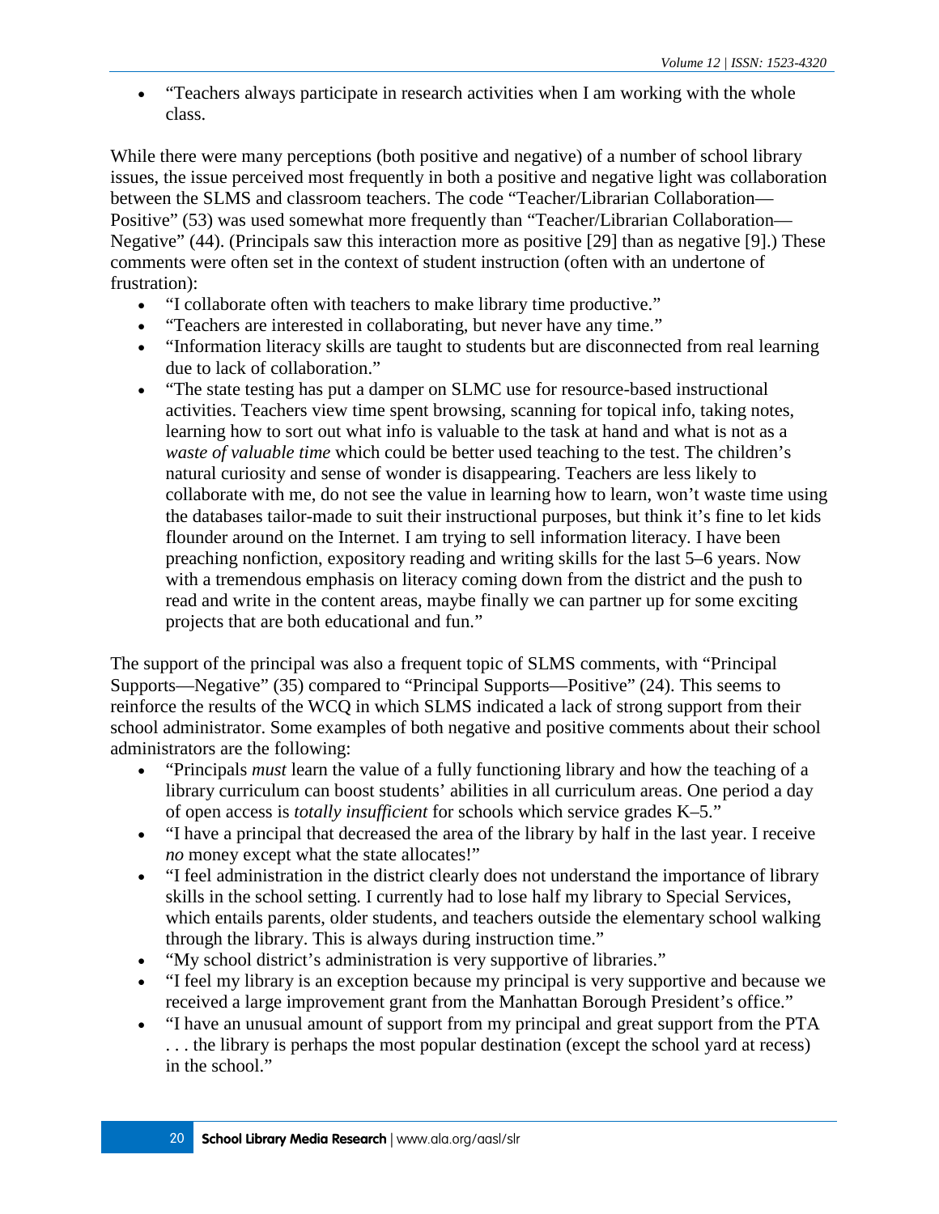- “Teachers always participate in research activities when I am working with the whole class.

While there were many perceptions (both positive and negative) of a number of school library issues, the issue perceived most frequently in both a positive and negative light was collaboration between the SLMS and classroom teachers. The code “Teacher/Librarian Collaboration—Positive” (53) was used somewhat more frequently than “Teacher/Librarian Collaboration—Negative” (44). (Principals saw this interaction more as positive [29] than as negative [9].) These comments were often set in the context of student instruction (often with an undertone of frustration):

- “I collaborate often with teachers to make library time productive.”
- “Teachers are interested in collaborating, but never have any time.”
- “Information literacy skills are taught to students but are disconnected from real learning due to lack of collaboration.”
- “The state testing has put a damper on SLMC use for resource-based instructional activities. Teachers view time spent browsing, scanning for topical info, taking notes, learning how to sort out what info is valuable to the task at hand and what is not as a *waste of valuable time* which could be better used teaching to the test. The children’s natural curiosity and sense of wonder is disappearing. Teachers are less likely to collaborate with me, do not see the value in learning how to learn, won’t waste time using the databases tailor-made to suit their instructional purposes, but think it’s fine to let kids flounder around on the Internet. I am trying to sell information literacy. I have been preaching nonfiction, expository reading and writing skills for the last 5–6 years. Now with a tremendous emphasis on literacy coming down from the district and the push to read and write in the content areas, maybe finally we can partner up for some exciting projects that are both educational and fun.”

The support of the principal was also a frequent topic of SLMS comments, with “Principal Supports—Negative” (35) compared to “Principal Supports—Positive” (24). This seems to reinforce the results of the WCQ in which SLMS indicated a lack of strong support from their school administrator. Some examples of both negative and positive comments about their school administrators are the following:

- “Principals *must* learn the value of a fully functioning library and how the teaching of a library curriculum can boost students’ abilities in all curriculum areas. One period a day of open access is *totally insufficient* for schools which service grades K–5.”
- “I have a principal that decreased the area of the library by half in the last year. I receive *no* money except what the state allocates!”
- “I feel administration in the district clearly does not understand the importance of library skills in the school setting. I currently had to lose half my library to Special Services, which entails parents, older students, and teachers outside the elementary school walking through the library. This is always during instruction time.”
- “My school district’s administration is very supportive of libraries.”
- “I feel my library is an exception because my principal is very supportive and because we received a large improvement grant from the Manhattan Borough President’s office.”
- “I have an unusual amount of support from my principal and great support from the PTA . . . the library is perhaps the most popular destination (except the school yard at recess) in the school.”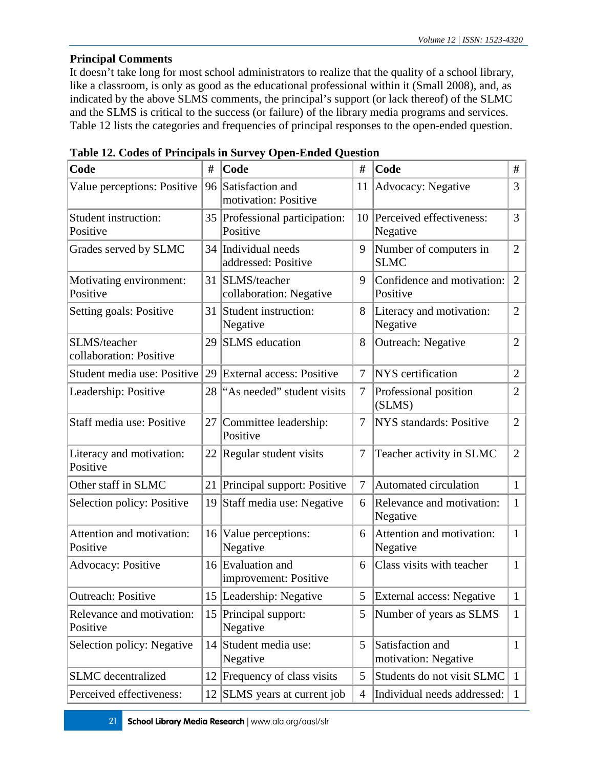**Principal Comments**

It doesn't take long for most school administrators to realize that the quality of a school library, like a classroom, is only as good as the educational professional within it (Small 2008), and, as indicated by the above SLMS comments, the principal's support (or lack thereof) of the SLMC and the SLMS is critical to the success (or failure) of the library media programs and services. Table 12 lists the categories and frequencies of principal responses to the open-ended question.

**Table 12. Codes of Principals in Survey Open-Ended Question**

| Code | # | Code | # | Code | # |
|---|---|---|---|---|---|
| Value perceptions: Positive | 96 | Satisfaction and motivation: Positive | 11 | Advocacy: Negative | 3 |
| Student instruction: Positive | 35 | Professional participation: Positive | 10 | Perceived effectiveness: Negative | 3 |
| Grades served by SLMC | 34 | Individual needs addressed: Positive | 9 | Number of computers in SLMC | 2 |
| Motivating environment: Positive | 31 | SLMS/teacher collaboration: Negative | 9 | Confidence and motivation: Positive | 2 |
| Setting goals: Positive | 31 | Student instruction: Negative | 8 | Literacy and motivation: Negative | 2 |
| SLMS/teacher collaboration: Positive | 29 | SLMS education | 8 | Outreach: Negative | 2 |
| Student media use: Positive | 29 | External access: Positive | 7 | NYS certification | 2 |
| Leadership: Positive | 28 | "As needed" student visits | 7 | Professional position (SLMS) | 2 |
| Staff media use: Positive | 27 | Committee leadership: Positive | 7 | NYS standards: Positive | 2 |
| Literacy and motivation: Positive | 22 | Regular student visits | 7 | Teacher activity in SLMC | 2 |
| Other staff in SLMC | 21 | Principal support: Positive | 7 | Automated circulation | 1 |
| Selection policy: Positive | 19 | Staff media use: Negative | 6 | Relevance and motivation: Negative | 1 |
| Attention and motivation: Positive | 16 | Value perceptions: Negative | 6 | Attention and motivation: Negative | 1 |
| Advocacy: Positive | 16 | Evaluation and improvement: Positive | 6 | Class visits with teacher | 1 |
| Outreach: Positive | 15 | Leadership: Negative | 5 | External access: Negative | 1 |
| Relevance and motivation: Positive | 15 | Principal support: Negative | 5 | Number of years as SLMS | 1 |
| Selection policy: Negative | 14 | Student media use: Negative | 5 | Satisfaction and motivation: Negative | 1 |
| SLMC decentralized | 12 | Frequency of class visits | 5 | Students do not visit SLMC | 1 |
| Perceived effectiveness: | 12 | SLMS years at current job | 4 | Individual needs addressed: | 1 |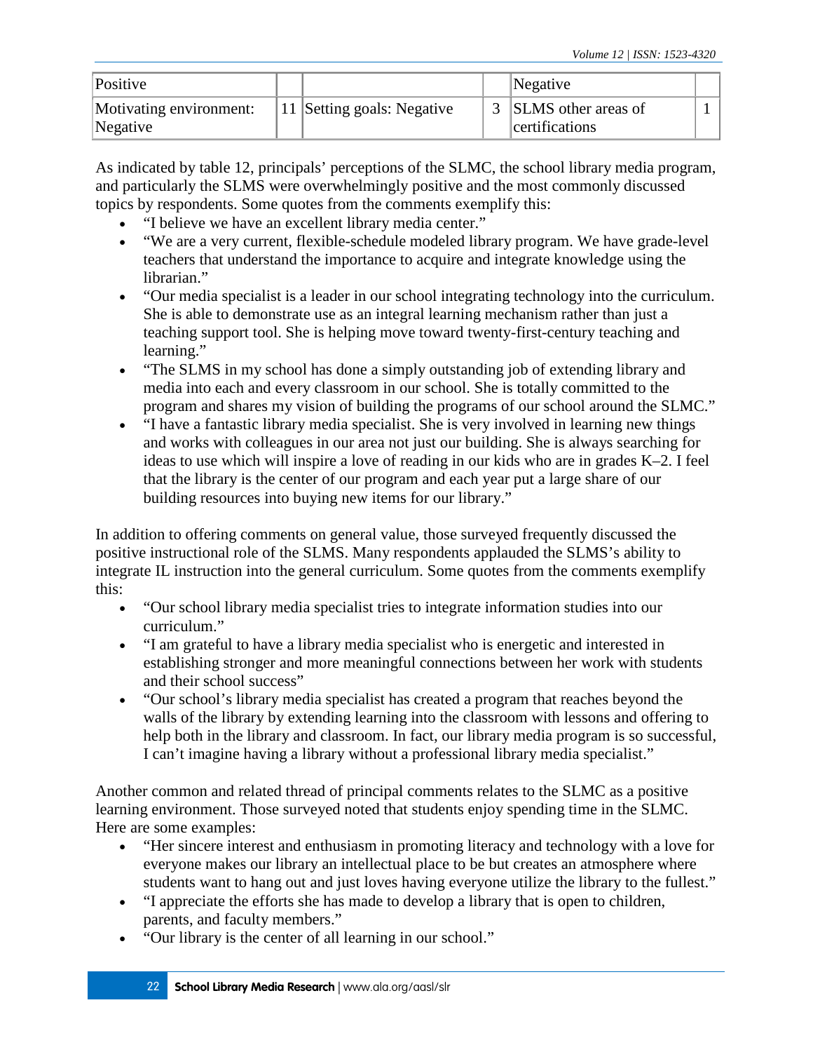| Positive | | | | Negative | |
|---|---|---|---|---|---|
| Motivating environment: Negative | 11 | Setting goals: Negative | 3 | SLMS other areas of certifications | 1 |

As indicated by table 12, principals' perceptions of the SLMC, the school library media program, and particularly the SLMS were overwhelmingly positive and the most commonly discussed topics by respondents. Some quotes from the comments exemplify this:

- "I believe we have an excellent library media center."
- "We are a very current, flexible-schedule modeled library program. We have grade-level teachers that understand the importance to acquire and integrate knowledge using the librarian."
- "Our media specialist is a leader in our school integrating technology into the curriculum. She is able to demonstrate use as an integral learning mechanism rather than just a teaching support tool. She is helping move toward twenty-first-century teaching and learning."
- "The SLMS in my school has done a simply outstanding job of extending library and media into each and every classroom in our school. She is totally committed to the program and shares my vision of building the programs of our school around the SLMC."
- "I have a fantastic library media specialist. She is very involved in learning new things and works with colleagues in our area not just our building. She is always searching for ideas to use which will inspire a love of reading in our kids who are in grades K–2. I feel that the library is the center of our program and each year put a large share of our building resources into buying new items for our library."

In addition to offering comments on general value, those surveyed frequently discussed the positive instructional role of the SLMS. Many respondents applauded the SLMS's ability to integrate IL instruction into the general curriculum. Some quotes from the comments exemplify this:

- "Our school library media specialist tries to integrate information studies into our curriculum."
- "I am grateful to have a library media specialist who is energetic and interested in establishing stronger and more meaningful connections between her work with students and their school success"
- "Our school's library media specialist has created a program that reaches beyond the walls of the library by extending learning into the classroom with lessons and offering to help both in the library and classroom. In fact, our library media program is so successful, I can't imagine having a library without a professional library media specialist."

Another common and related thread of principal comments relates to the SLMC as a positive learning environment. Those surveyed noted that students enjoy spending time in the SLMC. Here are some examples:

- "Her sincere interest and enthusiasm in promoting literacy and technology with a love for everyone makes our library an intellectual place to be but creates an atmosphere where students want to hang out and just loves having everyone utilize the library to the fullest."
- "I appreciate the efforts she has made to develop a library that is open to children, parents, and faculty members."
- "Our library is the center of all learning in our school."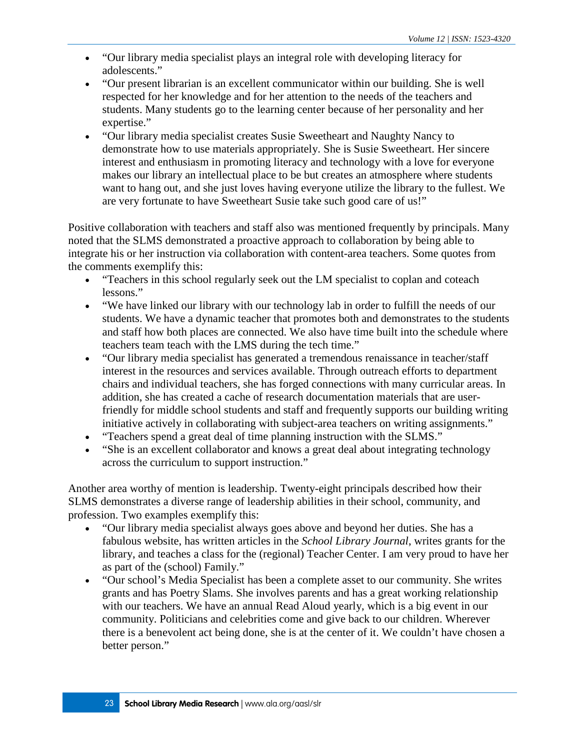- "Our library media specialist plays an integral role with developing literacy for adolescents."
- "Our present librarian is an excellent communicator within our building. She is well respected for her knowledge and for her attention to the needs of the teachers and students. Many students go to the learning center because of her personality and her expertise."
- "Our library media specialist creates Susie Sweetheart and Naughty Nancy to demonstrate how to use materials appropriately. She is Susie Sweetheart. Her sincere interest and enthusiasm in promoting literacy and technology with a love for everyone makes our library an intellectual place to be but creates an atmosphere where students want to hang out, and she just loves having everyone utilize the library to the fullest. We are very fortunate to have Sweetheart Susie take such good care of us!"

Positive collaboration with teachers and staff also was mentioned frequently by principals. Many noted that the SLMS demonstrated a proactive approach to collaboration by being able to integrate his or her instruction via collaboration with content-area teachers. Some quotes from the comments exemplify this:

- "Teachers in this school regularly seek out the LM specialist to coplan and coteach lessons."
- "We have linked our library with our technology lab in order to fulfill the needs of our students. We have a dynamic teacher that promotes both and demonstrates to the students and staff how both places are connected. We also have time built into the schedule where teachers team teach with the LMS during the tech time."
- "Our library media specialist has generated a tremendous renaissance in teacher/staff interest in the resources and services available. Through outreach efforts to department chairs and individual teachers, she has forged connections with many curricular areas. In addition, she has created a cache of research documentation materials that are user-friendly for middle school students and staff and frequently supports our building writing initiative actively in collaborating with subject-area teachers on writing assignments."
- "Teachers spend a great deal of time planning instruction with the SLMS."
- "She is an excellent collaborator and knows a great deal about integrating technology across the curriculum to support instruction."

Another area worthy of mention is leadership. Twenty-eight principals described how their SLMS demonstrates a diverse range of leadership abilities in their school, community, and profession. Two examples exemplify this:

- "Our library media specialist always goes above and beyond her duties. She has a fabulous website, has written articles in the *School Library Journal*, writes grants for the library, and teaches a class for the (regional) Teacher Center. I am very proud to have her as part of the (school) Family."
- "Our school's Media Specialist has been a complete asset to our community. She writes grants and has Poetry Slams. She involves parents and has a great working relationship with our teachers. We have an annual Read Aloud yearly, which is a big event in our community. Politicians and celebrities come and give back to our children. Wherever there is a benevolent act being done, she is at the center of it. We couldn't have chosen a better person."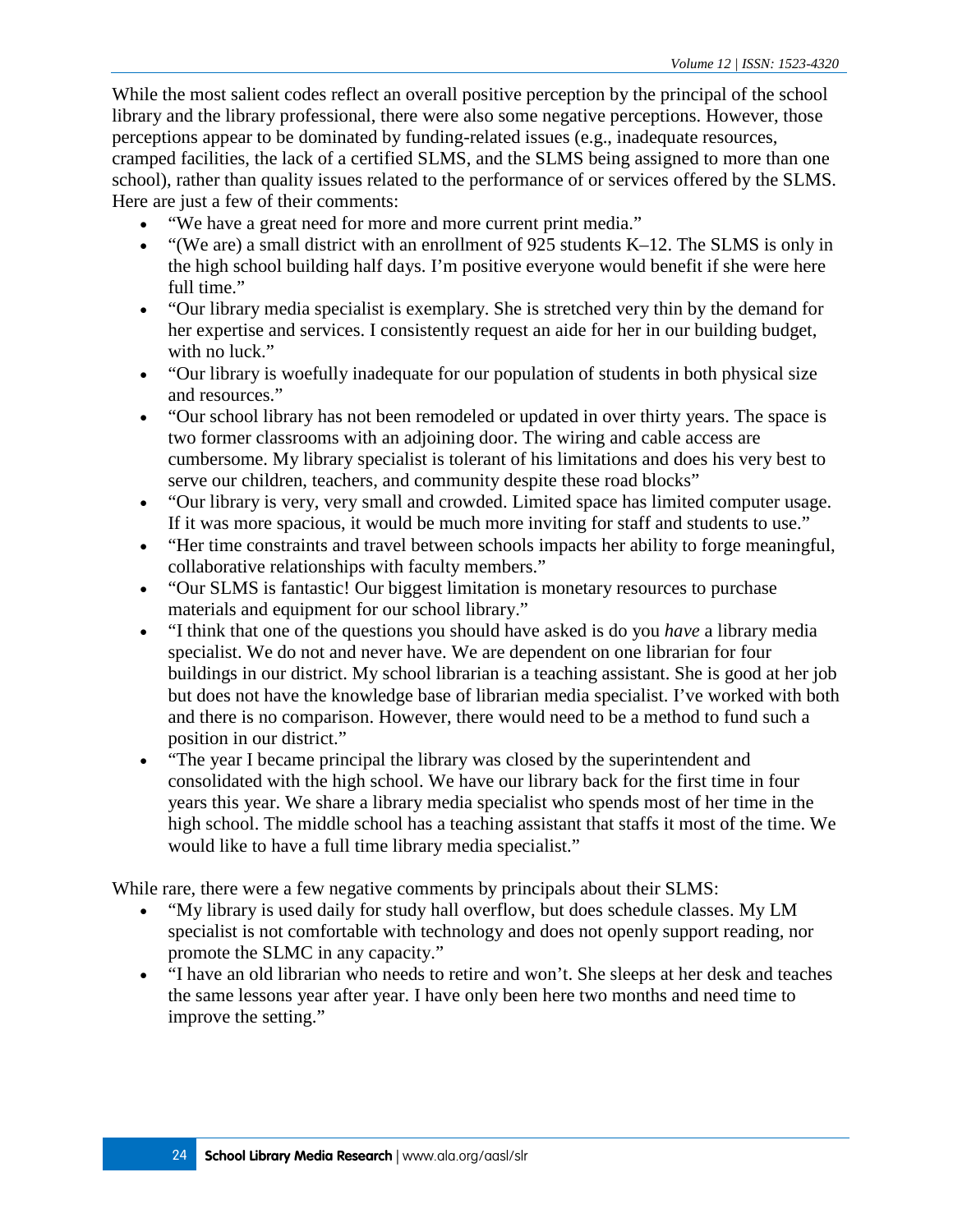While the most salient codes reflect an overall positive perception by the principal of the school library and the library professional, there were also some negative perceptions. However, those perceptions appear to be dominated by funding-related issues (e.g., inadequate resources, cramped facilities, the lack of a certified SLMS, and the SLMS being assigned to more than one school), rather than quality issues related to the performance of or services offered by the SLMS. Here are just a few of their comments:

- "We have a great need for more and more current print media."
- "(We are) a small district with an enrollment of 925 students K–12. The SLMS is only in the high school building half days. I'm positive everyone would benefit if she were here full time."
- "Our library media specialist is exemplary. She is stretched very thin by the demand for her expertise and services. I consistently request an aide for her in our building budget, with no luck."
- "Our library is woefully inadequate for our population of students in both physical size and resources."
- "Our school library has not been remodeled or updated in over thirty years. The space is two former classrooms with an adjoining door. The wiring and cable access are cumbersome. My library specialist is tolerant of his limitations and does his very best to serve our children, teachers, and community despite these road blocks"
- "Our library is very, very small and crowded. Limited space has limited computer usage. If it was more spacious, it would be much more inviting for staff and students to use."
- "Her time constraints and travel between schools impacts her ability to forge meaningful, collaborative relationships with faculty members."
- "Our SLMS is fantastic! Our biggest limitation is monetary resources to purchase materials and equipment for our school library."
- "I think that one of the questions you should have asked is do you *have* a library media specialist. We do not and never have. We are dependent on one librarian for four buildings in our district. My school librarian is a teaching assistant. She is good at her job but does not have the knowledge base of librarian media specialist. I've worked with both and there is no comparison. However, there would need to be a method to fund such a position in our district."
- "The year I became principal the library was closed by the superintendent and consolidated with the high school. We have our library back for the first time in four years this year. We share a library media specialist who spends most of her time in the high school. The middle school has a teaching assistant that staffs it most of the time. We would like to have a full time library media specialist."

While rare, there were a few negative comments by principals about their SLMS:

- "My library is used daily for study hall overflow, but does schedule classes. My LM specialist is not comfortable with technology and does not openly support reading, nor promote the SLMC in any capacity."
- "I have an old librarian who needs to retire and won't. She sleeps at her desk and teaches the same lessons year after year. I have only been here two months and need time to improve the setting."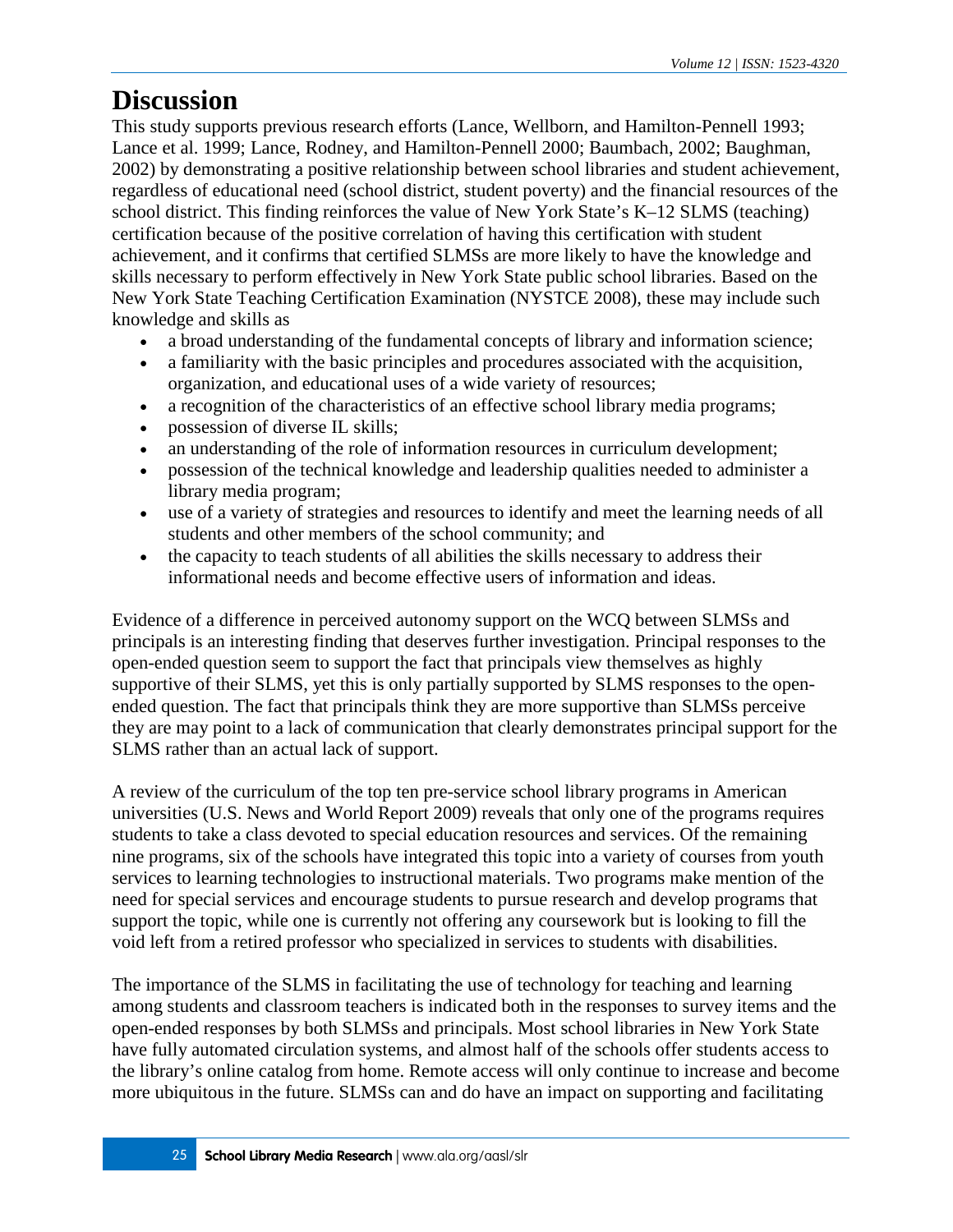# Discussion

This study supports previous research efforts (Lance, Wellborn, and Hamilton-Pennell 1993; Lance et al. 1999; Lance, Rodney, and Hamilton-Pennell 2000; Baumbach, 2002; Baughman, 2002) by demonstrating a positive relationship between school libraries and student achievement, regardless of educational need (school district, student poverty) and the financial resources of the school district. This finding reinforces the value of New York State's K–12 SLMS (teaching) certification because of the positive correlation of having this certification with student achievement, and it confirms that certified SLMSs are more likely to have the knowledge and skills necessary to perform effectively in New York State public school libraries. Based on the New York State Teaching Certification Examination (NYSTCE 2008), these may include such knowledge and skills as

- a broad understanding of the fundamental concepts of library and information science;
- a familiarity with the basic principles and procedures associated with the acquisition, organization, and educational uses of a wide variety of resources;
- a recognition of the characteristics of an effective school library media programs;
- possession of diverse IL skills;
- an understanding of the role of information resources in curriculum development;
- possession of the technical knowledge and leadership qualities needed to administer a library media program;
- use of a variety of strategies and resources to identify and meet the learning needs of all students and other members of the school community; and
- the capacity to teach students of all abilities the skills necessary to address their informational needs and become effective users of information and ideas.

Evidence of a difference in perceived autonomy support on the WCQ between SLMSs and principals is an interesting finding that deserves further investigation. Principal responses to the open-ended question seem to support the fact that principals view themselves as highly supportive of their SLMS, yet this is only partially supported by SLMS responses to the open-ended question. The fact that principals think they are more supportive than SLMSs perceive they are may point to a lack of communication that clearly demonstrates principal support for the SLMS rather than an actual lack of support.

A review of the curriculum of the top ten pre-service school library programs in American universities (U.S. News and World Report 2009) reveals that only one of the programs requires students to take a class devoted to special education resources and services. Of the remaining nine programs, six of the schools have integrated this topic into a variety of courses from youth services to learning technologies to instructional materials. Two programs make mention of the need for special services and encourage students to pursue research and develop programs that support the topic, while one is currently not offering any coursework but is looking to fill the void left from a retired professor who specialized in services to students with disabilities.

The importance of the SLMS in facilitating the use of technology for teaching and learning among students and classroom teachers is indicated both in the responses to survey items and the open-ended responses by both SLMSs and principals. Most school libraries in New York State have fully automated circulation systems, and almost half of the schools offer students access to the library's online catalog from home. Remote access will only continue to increase and become more ubiquitous in the future. SLMSs can and do have an impact on supporting and facilitating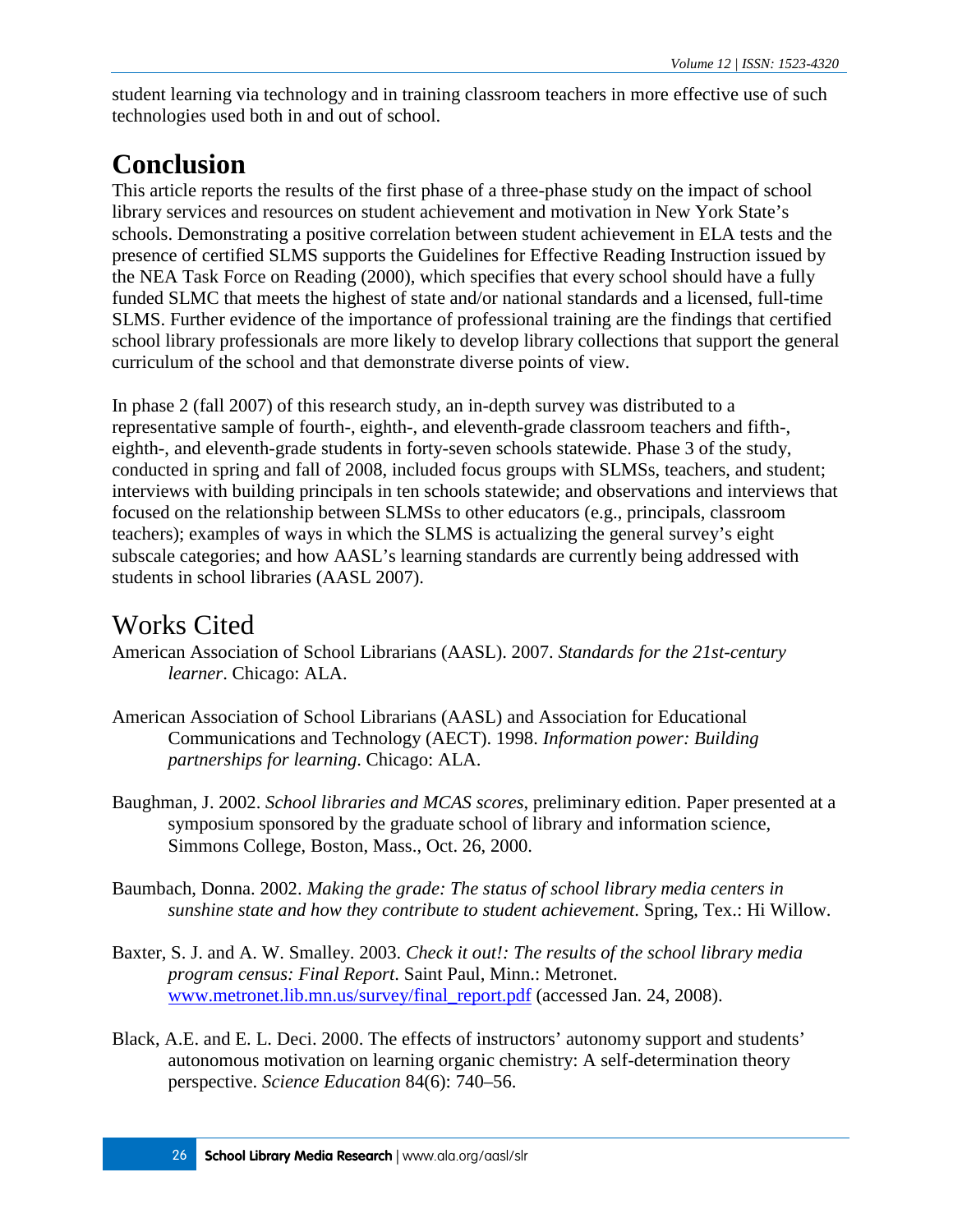student learning via technology and in training classroom teachers in more effective use of such technologies used both in and out of school.

# Conclusion

This article reports the results of the first phase of a three-phase study on the impact of school library services and resources on student achievement and motivation in New York State's schools. Demonstrating a positive correlation between student achievement in ELA tests and the presence of certified SLMS supports the Guidelines for Effective Reading Instruction issued by the NEA Task Force on Reading (2000), which specifies that every school should have a fully funded SLMC that meets the highest of state and/or national standards and a licensed, full-time SLMS. Further evidence of the importance of professional training are the findings that certified school library professionals are more likely to develop library collections that support the general curriculum of the school and that demonstrate diverse points of view.

In phase 2 (fall 2007) of this research study, an in-depth survey was distributed to a representative sample of fourth-, eighth-, and eleventh-grade classroom teachers and fifth-, eighth-, and eleventh-grade students in forty-seven schools statewide. Phase 3 of the study, conducted in spring and fall of 2008, included focus groups with SLMSs, teachers, and student; interviews with building principals in ten schools statewide; and observations and interviews that focused on the relationship between SLMSs to other educators (e.g., principals, classroom teachers); examples of ways in which the SLMS is actualizing the general survey's eight subscale categories; and how AASL's learning standards are currently being addressed with students in school libraries (AASL 2007).

# Works Cited

American Association of School Librarians (AASL). 2007. *Standards for the 21st-century learner*. Chicago: ALA.

American Association of School Librarians (AASL) and Association for Educational Communications and Technology (AECT). 1998. *Information power: Building partnerships for learning*. Chicago: ALA.

Baughman, J. 2002. *School libraries and MCAS scores*, preliminary edition. Paper presented at a symposium sponsored by the graduate school of library and information science, Simmons College, Boston, Mass., Oct. 26, 2000.

Baumbach, Donna. 2002. *Making the grade: The status of school library media centers in sunshine state and how they contribute to student achievement*. Spring, Tex.: Hi Willow.

Baxter, S. J. and A. W. Smalley. 2003. *Check it out!: The results of the school library media program census: Final Report*. Saint Paul, Minn.: Metronet. www.metronet.lib.mn.us/survey/final_report.pdf (accessed Jan. 24, 2008).

Black, A.E. and E. L. Deci. 2000. The effects of instructors' autonomy support and students' autonomous motivation on learning organic chemistry: A self-determination theory perspective. *Science Education* 84(6): 740–56.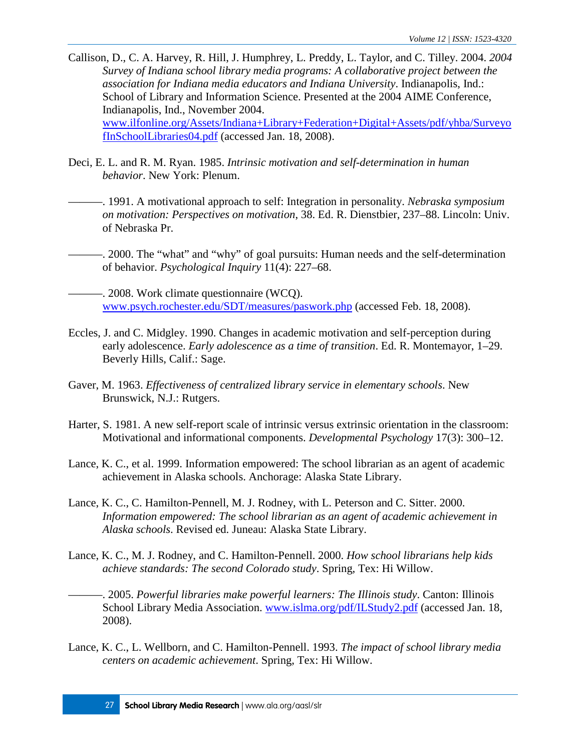Callison, D., C. A. Harvey, R. Hill, J. Humphrey, L. Preddy, L. Taylor, and C. Tilley. 2004. *2004 Survey of Indiana school library media programs: A collaborative project between the association for Indiana media educators and Indiana University*. Indianapolis, Ind.: School of Library and Information Science. Presented at the 2004 AIME Conference, Indianapolis, Ind., November 2004. www.ilfonline.org/Assets/Indiana+Library+Federation+Digital+Assets/pdf/yhba/SurveyofInSchoolLibraries04.pdf (accessed Jan. 18, 2008).

Deci, E. L. and R. M. Ryan. 1985. *Intrinsic motivation and self-determination in human behavior*. New York: Plenum.

———. 1991. A motivational approach to self: Integration in personality. *Nebraska symposium on motivation: Perspectives on motivation*, 38. Ed. R. Dienstbier, 237–88. Lincoln: Univ. of Nebraska Pr.

———. 2000. The "what" and "why" of goal pursuits: Human needs and the self-determination of behavior. *Psychological Inquiry* 11(4): 227–68.

———. 2008. Work climate questionnaire (WCQ). www.psych.rochester.edu/SDT/measures/paswork.php (accessed Feb. 18, 2008).

Eccles, J. and C. Midgley. 1990. Changes in academic motivation and self-perception during early adolescence. *Early adolescence as a time of transition*. Ed. R. Montemayor, 1–29. Beverly Hills, Calif.: Sage.

Gaver, M. 1963. *Effectiveness of centralized library service in elementary schools*. New Brunswick, N.J.: Rutgers.

Harter, S. 1981. A new self-report scale of intrinsic versus extrinsic orientation in the classroom: Motivational and informational components. *Developmental Psychology* 17(3): 300–12.

Lance, K. C., et al. 1999. Information empowered: The school librarian as an agent of academic achievement in Alaska schools. Anchorage: Alaska State Library.

Lance, K. C., C. Hamilton-Pennell, M. J. Rodney, with L. Peterson and C. Sitter. 2000. *Information empowered: The school librarian as an agent of academic achievement in Alaska schools*. Revised ed. Juneau: Alaska State Library.

Lance, K. C., M. J. Rodney, and C. Hamilton-Pennell. 2000. *How school librarians help kids achieve standards: The second Colorado study*. Spring, Tex: Hi Willow.

———. 2005. *Powerful libraries make powerful learners: The Illinois study*. Canton: Illinois School Library Media Association. www.islma.org/pdf/ILStudy2.pdf (accessed Jan. 18, 2008).

Lance, K. C., L. Wellborn, and C. Hamilton-Pennell. 1993. *The impact of school library media centers on academic achievement*. Spring, Tex: Hi Willow.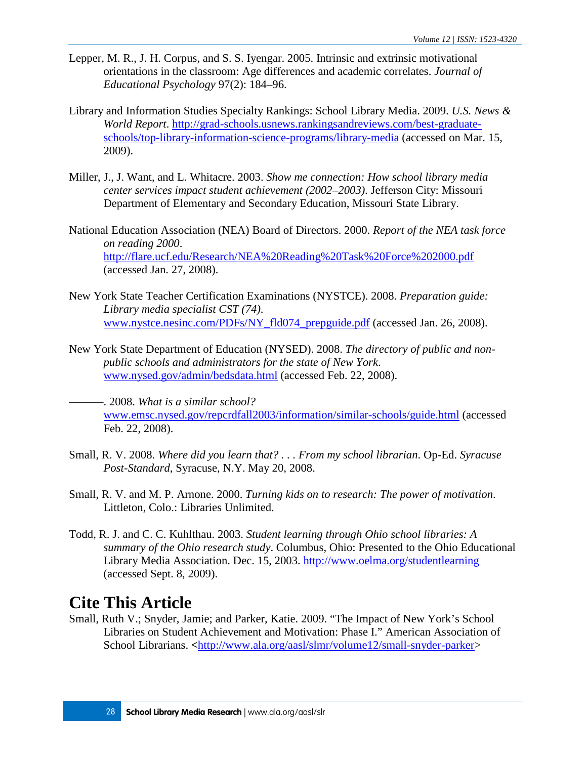Lepper, M. R., J. H. Corpus, and S. S. Iyengar. 2005. Intrinsic and extrinsic motivational orientations in the classroom: Age differences and academic correlates. *Journal of Educational Psychology* 97(2): 184–96.

Library and Information Studies Specialty Rankings: School Library Media. 2009. *U.S. News & World Report*. http://grad-schools.usnews.rankingsandreviews.com/best-graduate-schools/top-library-information-science-programs/library-media (accessed on Mar. 15, 2009).

Miller, J., J. Want, and L. Whitacre. 2003. *Show me connection: How school library media center services impact student achievement (2002–2003)*. Jefferson City: Missouri Department of Elementary and Secondary Education, Missouri State Library.

National Education Association (NEA) Board of Directors. 2000. *Report of the NEA task force on reading 2000*. http://flare.ucf.edu/Research/NEA%20Reading%20Task%20Force%202000.pdf (accessed Jan. 27, 2008).

New York State Teacher Certification Examinations (NYSTCE). 2008. *Preparation guide: Library media specialist CST (74)*. www.nystce.nesinc.com/PDFs/NY_fld074_prepguide.pdf (accessed Jan. 26, 2008).

New York State Department of Education (NYSED). 2008. *The directory of public and non-public schools and administrators for the state of New York*. www.nysed.gov/admin/bedsdata.html (accessed Feb. 22, 2008).

———. 2008. *What is a similar school?* www.emsc.nysed.gov/repcrdfall2003/information/similar-schools/guide.html (accessed Feb. 22, 2008).

Small, R. V. 2008. *Where did you learn that? . . . From my school librarian*. Op-Ed. *Syracuse Post-Standard*, Syracuse, N.Y. May 20, 2008.

Small, R. V. and M. P. Arnone. 2000. *Turning kids on to research: The power of motivation*. Littleton, Colo.: Libraries Unlimited.

Todd, R. J. and C. C. Kuhlthau. 2003. *Student learning through Ohio school libraries: A summary of the Ohio research study*. Columbus, Ohio: Presented to the Ohio Educational Library Media Association. Dec. 15, 2003. http://www.oelma.org/studentlearning (accessed Sept. 8, 2009).

# Cite This Article

Small, Ruth V.; Snyder, Jamie; and Parker, Katie. 2009. "The Impact of New York's School Libraries on Student Achievement and Motivation: Phase I." American Association of School Librarians. <http://www.ala.org/aasl/slmr/volume12/small-snyder-parker>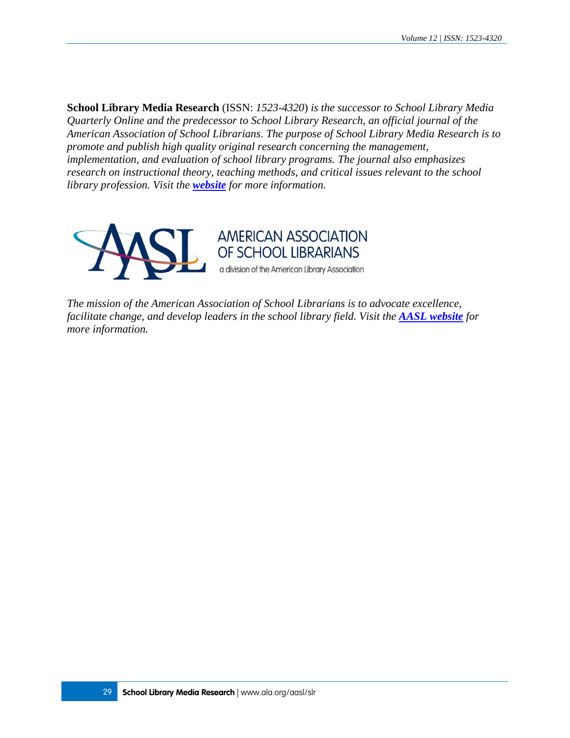**School Library Media Research** (ISSN: *1523-4320*) *is the successor to School Library Media Quarterly Online and the predecessor to School Library Research, an official journal of the American Association of School Librarians. The purpose of School Library Media Research is to promote and publish high quality original research concerning the management, implementation, and evaluation of school library programs. The journal also emphasizes research on instructional theory, teaching methods, and critical issues relevant to the school library profession. Visit the* ***website*** *for more information.*

AMERICAN ASSOCIATION OF SCHOOL LIBRARIANS

a division of the American Library Association

*The mission of the American Association of School Librarians is to advocate excellence, facilitate change, and develop leaders in the school library field. Visit the* ***AASL website*** *for more information.*